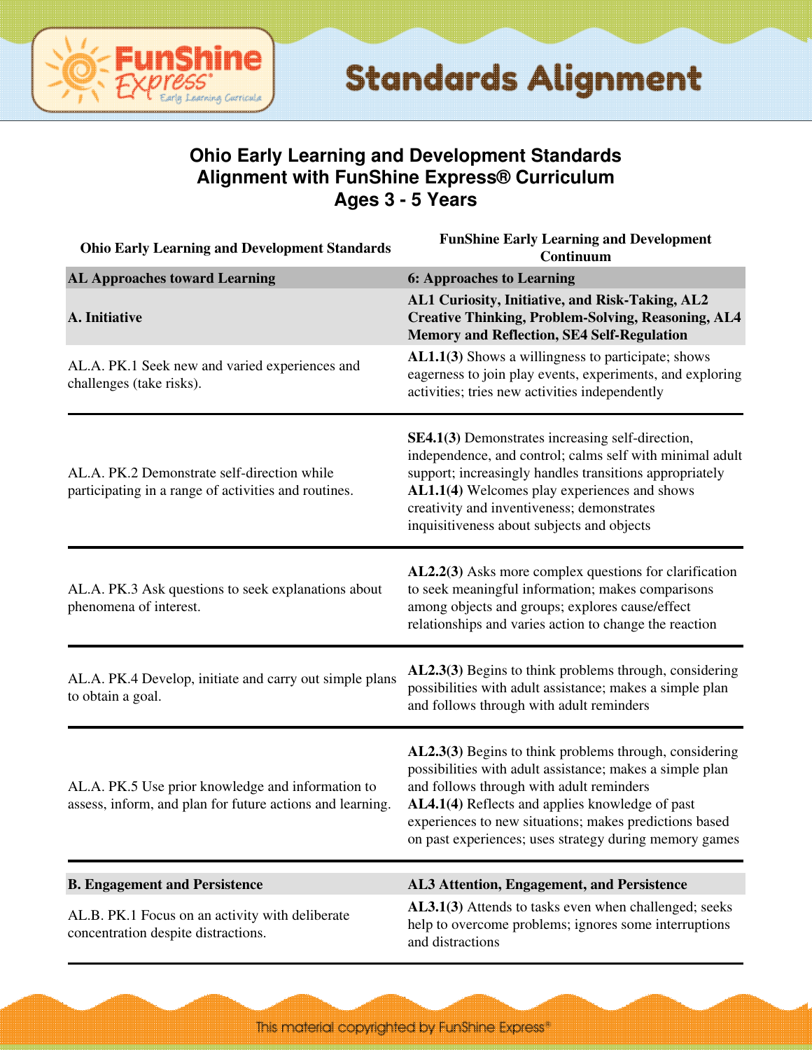# Standards Alignment

## Ohio Early Learning and Development Standards
## Alignment with FunShine Express® Curriculum
## Ages 3 - 5 Years

| Ohio Early Learning and Development Standards | FunShine Early Learning and Development Continuum |
|---|---|
| **AL Approaches toward Learning** | **6: Approaches to Learning** |
| **A. Initiative** | **AL1 Curiosity, Initiative, and Risk-Taking, AL2 Creative Thinking, Problem-Solving, Reasoning, AL4 Memory and Reflection, SE4 Self-Regulation** |
| AL.A. PK.1 Seek new and varied experiences and challenges (take risks). | **AL1.1(3)** Shows a willingness to participate; shows eagerness to join play events, experiments, and exploring activities; tries new activities independently |
| AL.A. PK.2 Demonstrate self-direction while participating in a range of activities and routines. | **SE4.1(3)** Demonstrates increasing self-direction, independence, and control; calms self with minimal adult support; increasingly handles transitions appropriately **AL1.1(4)** Welcomes play experiences and shows creativity and inventiveness; demonstrates inquisitiveness about subjects and objects |
| AL.A. PK.3 Ask questions to seek explanations about phenomena of interest. | **AL2.2(3)** Asks more complex questions for clarification to seek meaningful information; makes comparisons among objects and groups; explores cause/effect relationships and varies action to change the reaction |
| AL.A. PK.4 Develop, initiate and carry out simple plans to obtain a goal. | **AL2.3(3)** Begins to think problems through, considering possibilities with adult assistance; makes a simple plan and follows through with adult reminders |
| AL.A. PK.5 Use prior knowledge and information to assess, inform, and plan for future actions and learning. | **AL2.3(3)** Begins to think problems through, considering possibilities with adult assistance; makes a simple plan and follows through with adult reminders **AL4.1(4)** Reflects and applies knowledge of past experiences to new situations; makes predictions based on past experiences; uses strategy during memory games |
| **B. Engagement and Persistence** | **AL3 Attention, Engagement, and Persistence** |
| AL.B. PK.1 Focus on an activity with deliberate concentration despite distractions. | **AL3.1(3)** Attends to tasks even when challenged; seeks help to overcome problems; ignores some interruptions and distractions |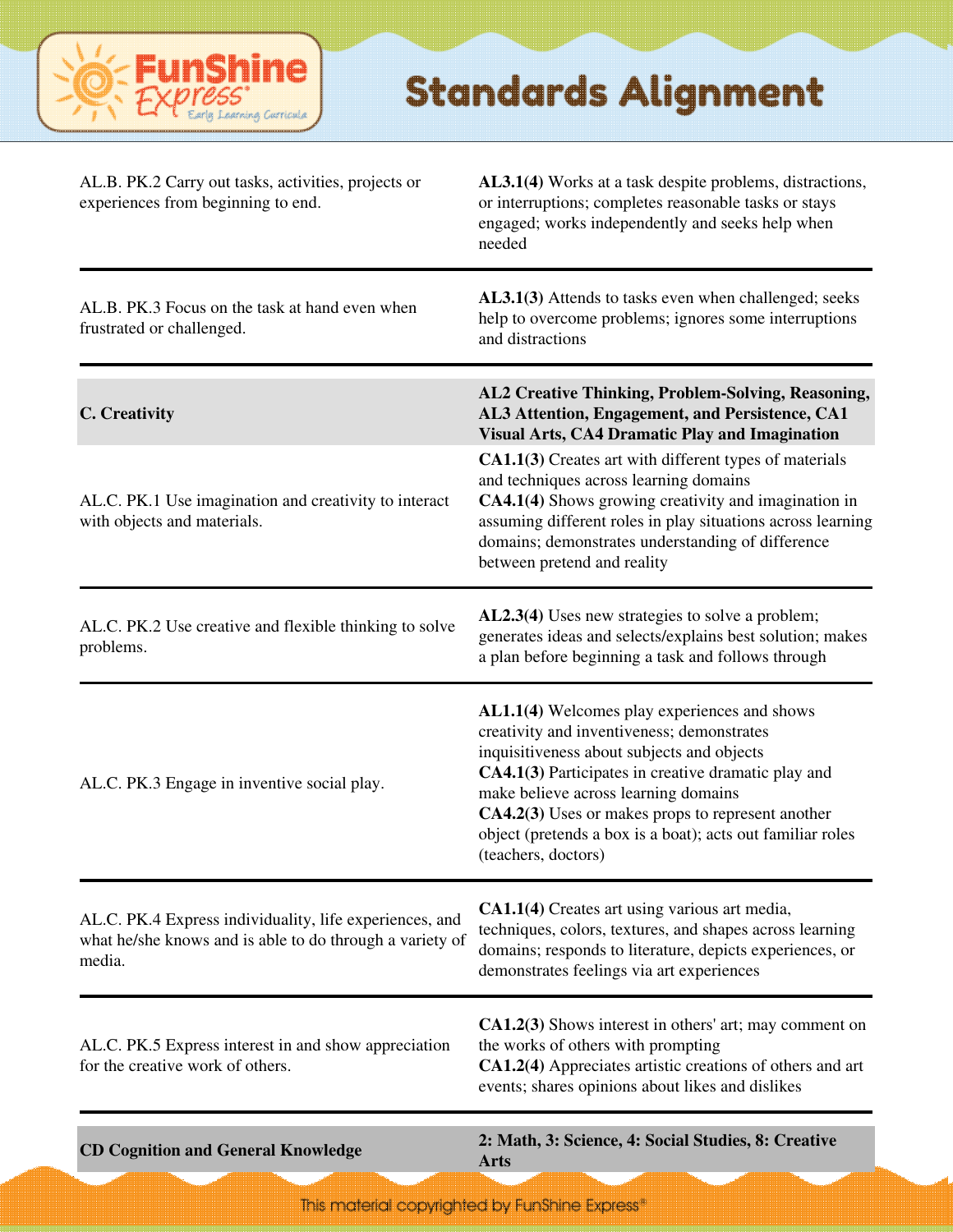| | |
|---|---|
| AL.B. PK.2 Carry out tasks, activities, projects or experiences from beginning to end. | **AL3.1(4)** Works at a task despite problems, distractions, or interruptions; completes reasonable tasks or stays engaged; works independently and seeks help when needed |
| AL.B. PK.3 Focus on the task at hand even when frustrated or challenged. | **AL3.1(3)** Attends to tasks even when challenged; seeks help to overcome problems; ignores some interruptions and distractions |
| **C. Creativity** | **AL2 Creative Thinking, Problem-Solving, Reasoning, AL3 Attention, Engagement, and Persistence, CA1 Visual Arts, CA4 Dramatic Play and Imagination** |
| AL.C. PK.1 Use imagination and creativity to interact with objects and materials. | **CA1.1(3)** Creates art with different types of materials and techniques across learning domains<br>**CA4.1(4)** Shows growing creativity and imagination in assuming different roles in play situations across learning domains; demonstrates understanding of difference between pretend and reality |
| AL.C. PK.2 Use creative and flexible thinking to solve problems. | **AL2.3(4)** Uses new strategies to solve a problem; generates ideas and selects/explains best solution; makes a plan before beginning a task and follows through |
| AL.C. PK.3 Engage in inventive social play. | **AL1.1(4)** Welcomes play experiences and shows creativity and inventiveness; demonstrates inquisitiveness about subjects and objects<br>**CA4.1(3)** Participates in creative dramatic play and make believe across learning domains<br>**CA4.2(3)** Uses or makes props to represent another object (pretends a box is a boat); acts out familiar roles (teachers, doctors) |
| AL.C. PK.4 Express individuality, life experiences, and what he/she knows and is able to do through a variety of media. | **CA1.1(4)** Creates art using various art media, techniques, colors, textures, and shapes across learning domains; responds to literature, depicts experiences, or demonstrates feelings via art experiences |
| AL.C. PK.5 Express interest in and show appreciation for the creative work of others. | **CA1.2(3)** Shows interest in others' art; may comment on the works of others with prompting<br>**CA1.2(4)** Appreciates artistic creations of others and art events; shares opinions about likes and dislikes |
| **CD Cognition and General Knowledge** | **2: Math, 3: Science, 4: Social Studies, 8: Creative Arts** |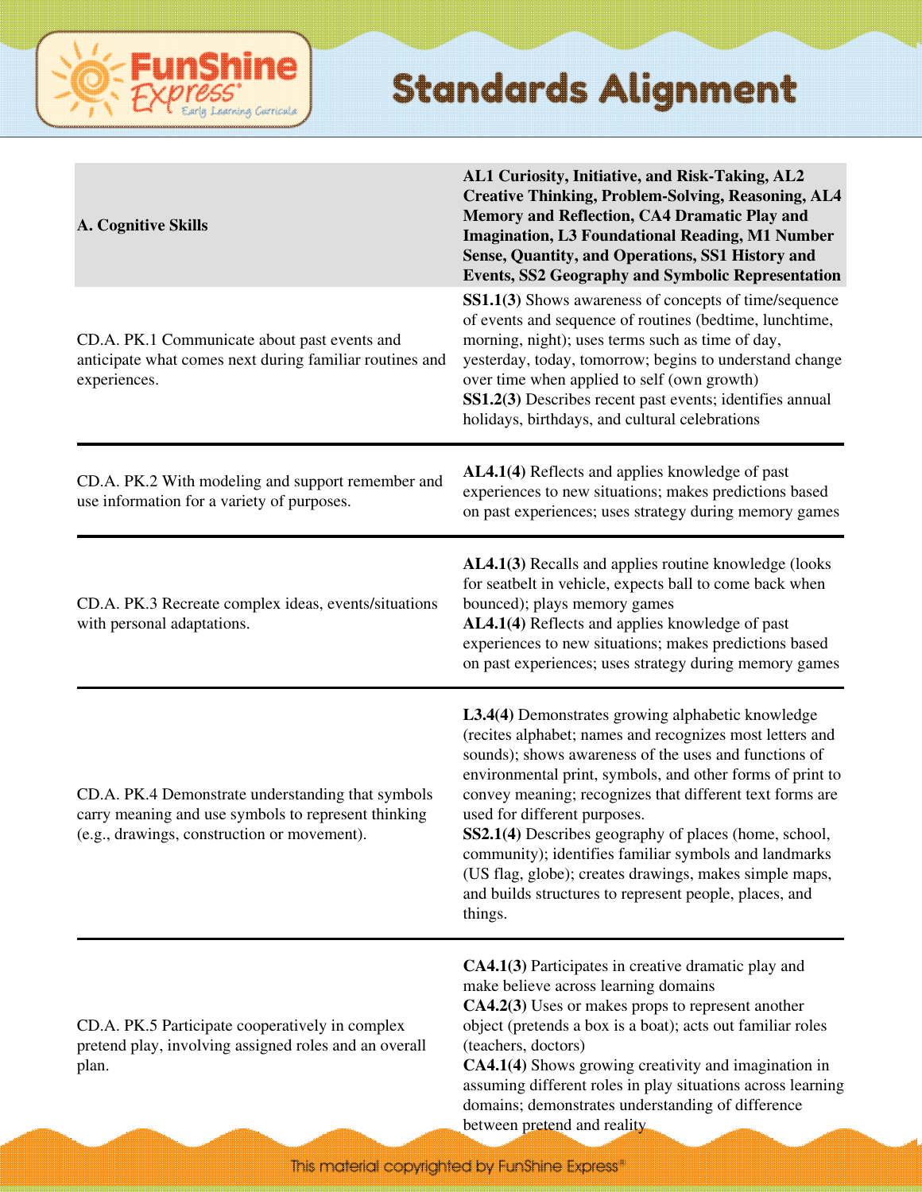## Standards Alignment

| A. Cognitive Skills | AL1 Curiosity, Initiative, and Risk-Taking, AL2 Creative Thinking, Problem-Solving, Reasoning, AL4 Memory and Reflection, CA4 Dramatic Play and Imagination, L3 Foundational Reading, M1 Number Sense, Quantity, and Operations, SS1 History and Events, SS2 Geography and Symbolic Representation |
|---|---|
| CD.A. PK.1 Communicate about past events and anticipate what comes next during familiar routines and experiences. | **SS1.1(3)** Shows awareness of concepts of time/sequence of events and sequence of routines (bedtime, lunchtime, morning, night); uses terms such as time of day, yesterday, today, tomorrow; begins to understand change over time when applied to self (own growth)<br>**SS1.2(3)** Describes recent past events; identifies annual holidays, birthdays, and cultural celebrations |
| CD.A. PK.2 With modeling and support remember and use information for a variety of purposes. | **AL4.1(4)** Reflects and applies knowledge of past experiences to new situations; makes predictions based on past experiences; uses strategy during memory games |
| CD.A. PK.3 Recreate complex ideas, events/situations with personal adaptations. | **AL4.1(3)** Recalls and applies routine knowledge (looks for seatbelt in vehicle, expects ball to come back when bounced); plays memory games<br>**AL4.1(4)** Reflects and applies knowledge of past experiences to new situations; makes predictions based on past experiences; uses strategy during memory games |
| CD.A. PK.4 Demonstrate understanding that symbols carry meaning and use symbols to represent thinking (e.g., drawings, construction or movement). | **L3.4(4)** Demonstrates growing alphabetic knowledge (recites alphabet; names and recognizes most letters and sounds); shows awareness of the uses and functions of environmental print, symbols, and other forms of print to convey meaning; recognizes that different text forms are used for different purposes.<br>**SS2.1(4)** Describes geography of places (home, school, community); identifies familiar symbols and landmarks (US flag, globe); creates drawings, makes simple maps, and builds structures to represent people, places, and things. |
| CD.A. PK.5 Participate cooperatively in complex pretend play, involving assigned roles and an overall plan. | **CA4.1(3)** Participates in creative dramatic play and make believe across learning domains<br>**CA4.2(3)** Uses or makes props to represent another object (pretends a box is a boat); acts out familiar roles (teachers, doctors)<br>**CA4.1(4)** Shows growing creativity and imagination in assuming different roles in play situations across learning domains; demonstrates understanding of difference between pretend and reality |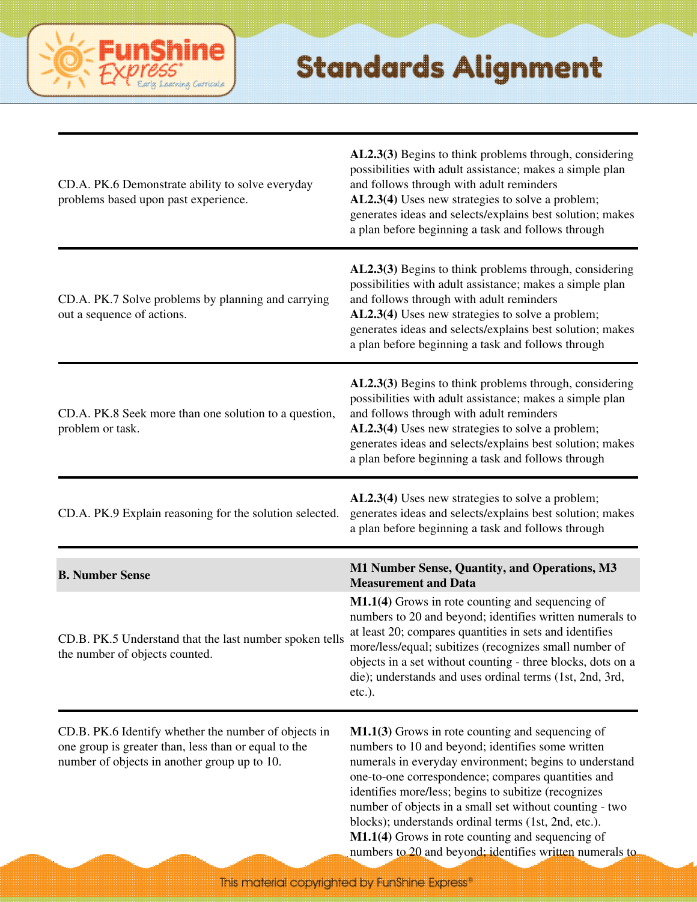# Standards Alignment

| | |
|---|---|
| CD.A. PK.6 Demonstrate ability to solve everyday problems based upon past experience. | **AL2.3(3)** Begins to think problems through, considering possibilities with adult assistance; makes a simple plan and follows through with adult reminders<br>**AL2.3(4)** Uses new strategies to solve a problem; generates ideas and selects/explains best solution; makes a plan before beginning a task and follows through |
| CD.A. PK.7 Solve problems by planning and carrying out a sequence of actions. | **AL2.3(3)** Begins to think problems through, considering possibilities with adult assistance; makes a simple plan and follows through with adult reminders<br>**AL2.3(4)** Uses new strategies to solve a problem; generates ideas and selects/explains best solution; makes a plan before beginning a task and follows through |
| CD.A. PK.8 Seek more than one solution to a question, problem or task. | **AL2.3(3)** Begins to think problems through, considering possibilities with adult assistance; makes a simple plan and follows through with adult reminders<br>**AL2.3(4)** Uses new strategies to solve a problem; generates ideas and selects/explains best solution; makes a plan before beginning a task and follows through |
| CD.A. PK.9 Explain reasoning for the solution selected. | **AL2.3(4)** Uses new strategies to solve a problem; generates ideas and selects/explains best solution; makes a plan before beginning a task and follows through |
| **B. Number Sense** | **M1 Number Sense, Quantity, and Operations, M3 Measurement and Data** |
| CD.B. PK.5 Understand that the last number spoken tells the number of objects counted. | **M1.1(4)** Grows in rote counting and sequencing of numbers to 20 and beyond; identifies written numerals to at least 20; compares quantities in sets and identifies more/less/equal; subitizes (recognizes small number of objects in a set without counting - three blocks, dots on a die); understands and uses ordinal terms (1st, 2nd, 3rd, etc.). |
| CD.B. PK.6 Identify whether the number of objects in one group is greater than, less than or equal to the number of objects in another group up to 10. | **M1.1(3)** Grows in rote counting and sequencing of numbers to 10 and beyond; identifies some written numerals in everyday environment; begins to understand one-to-one correspondence; compares quantities and identifies more/less; begins to subitize (recognizes number of objects in a small set without counting - two blocks); understands ordinal terms (1st, 2nd, etc.).<br>**M1.1(4)** Grows in rote counting and sequencing of numbers to 20 and beyond; identifies written numerals to |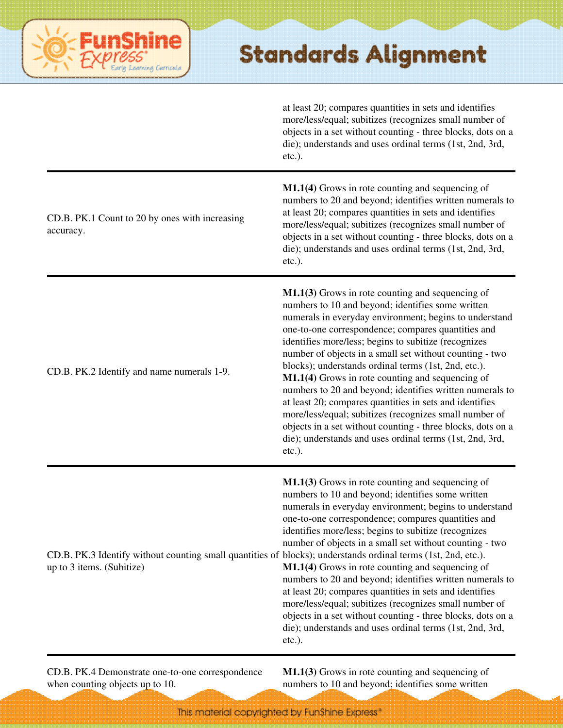| | |
|---|---|
| | at least 20; compares quantities in sets and identifies more/less/equal; subitizes (recognizes small number of objects in a set without counting - three blocks, dots on a die); understands and uses ordinal terms (1st, 2nd, 3rd, etc.). |
| CD.B. PK.1 Count to 20 by ones with increasing accuracy. | **M1.1(4)** Grows in rote counting and sequencing of numbers to 20 and beyond; identifies written numerals to at least 20; compares quantities in sets and identifies more/less/equal; subitizes (recognizes small number of objects in a set without counting - three blocks, dots on a die); understands and uses ordinal terms (1st, 2nd, 3rd, etc.). |
| CD.B. PK.2 Identify and name numerals 1-9. | **M1.1(3)** Grows in rote counting and sequencing of numbers to 10 and beyond; identifies some written numerals in everyday environment; begins to understand one-to-one correspondence; compares quantities and identifies more/less; begins to subitize (recognizes number of objects in a small set without counting - two blocks); understands ordinal terms (1st, 2nd, etc.). **M1.1(4)** Grows in rote counting and sequencing of numbers to 20 and beyond; identifies written numerals to at least 20; compares quantities in sets and identifies more/less/equal; subitizes (recognizes small number of objects in a set without counting - three blocks, dots on a die); understands and uses ordinal terms (1st, 2nd, 3rd, etc.). |
| CD.B. PK.3 Identify without counting small quantities of up to 3 items. (Subitize) | **M1.1(3)** Grows in rote counting and sequencing of numbers to 10 and beyond; identifies some written numerals in everyday environment; begins to understand one-to-one correspondence; compares quantities and identifies more/less; begins to subitize (recognizes number of objects in a small set without counting - two blocks); understands ordinal terms (1st, 2nd, etc.). **M1.1(4)** Grows in rote counting and sequencing of numbers to 20 and beyond; identifies written numerals to at least 20; compares quantities in sets and identifies more/less/equal; subitizes (recognizes small number of objects in a set without counting - three blocks, dots on a die); understands and uses ordinal terms (1st, 2nd, 3rd, etc.). |
| CD.B. PK.4 Demonstrate one-to-one correspondence when counting objects up to 10. | **M1.1(3)** Grows in rote counting and sequencing of numbers to 10 and beyond; identifies some written |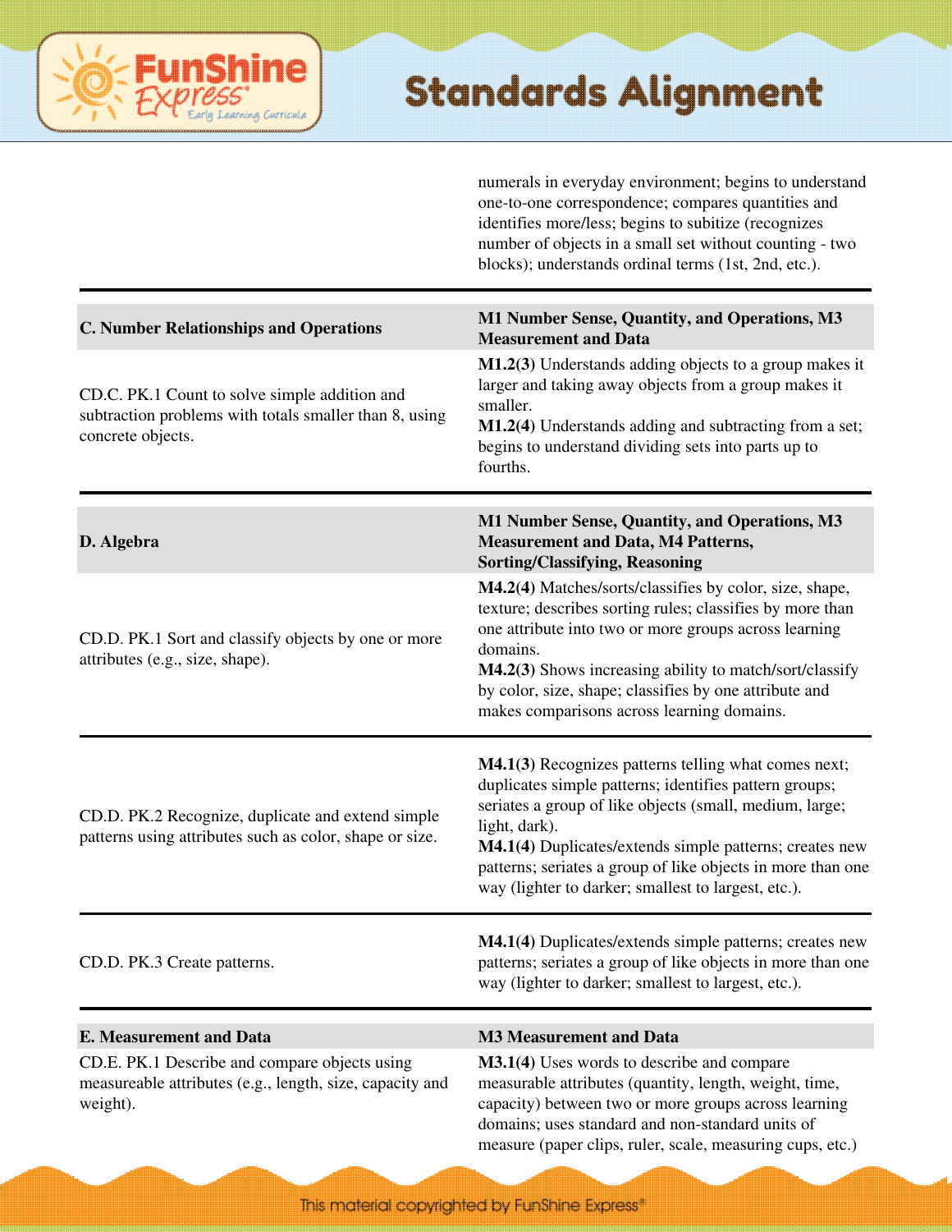| | |
|---|---|
| | numerals in everyday environment; begins to understand one-to-one correspondence; compares quantities and identifies more/less; begins to subitize (recognizes number of objects in a small set without counting - two blocks); understands ordinal terms (1st, 2nd, etc.). |
| **C. Number Relationships and Operations** | **M1 Number Sense, Quantity, and Operations, M3 Measurement and Data** |
| CD.C. PK.1 Count to solve simple addition and subtraction problems with totals smaller than 8, using concrete objects. | **M1.2(3)** Understands adding objects to a group makes it larger and taking away objects from a group makes it smaller.<br>**M1.2(4)** Understands adding and subtracting from a set; begins to understand dividing sets into parts up to fourths. |
| **D. Algebra** | **M1 Number Sense, Quantity, and Operations, M3 Measurement and Data, M4 Patterns, Sorting/Classifying, Reasoning** |
| CD.D. PK.1 Sort and classify objects by one or more attributes (e.g., size, shape). | **M4.2(4)** Matches/sorts/classifies by color, size, shape, texture; describes sorting rules; classifies by more than one attribute into two or more groups across learning domains.<br>**M4.2(3)** Shows increasing ability to match/sort/classify by color, size, shape; classifies by one attribute and makes comparisons across learning domains. |
| CD.D. PK.2 Recognize, duplicate and extend simple patterns using attributes such as color, shape or size. | **M4.1(3)** Recognizes patterns telling what comes next; duplicates simple patterns; identifies pattern groups; seriates a group of like objects (small, medium, large; light, dark).<br>**M4.1(4)** Duplicates/extends simple patterns; creates new patterns; seriates a group of like objects in more than one way (lighter to darker; smallest to largest, etc.). |
| CD.D. PK.3 Create patterns. | **M4.1(4)** Duplicates/extends simple patterns; creates new patterns; seriates a group of like objects in more than one way (lighter to darker; smallest to largest, etc.). |
| **E. Measurement and Data** | **M3 Measurement and Data** |
| CD.E. PK.1 Describe and compare objects using measureable attributes (e.g., length, size, capacity and weight). | **M3.1(4)** Uses words to describe and compare measurable attributes (quantity, length, weight, time, capacity) between two or more groups across learning domains; uses standard and non-standard units of measure (paper clips, ruler, scale, measuring cups, etc.) |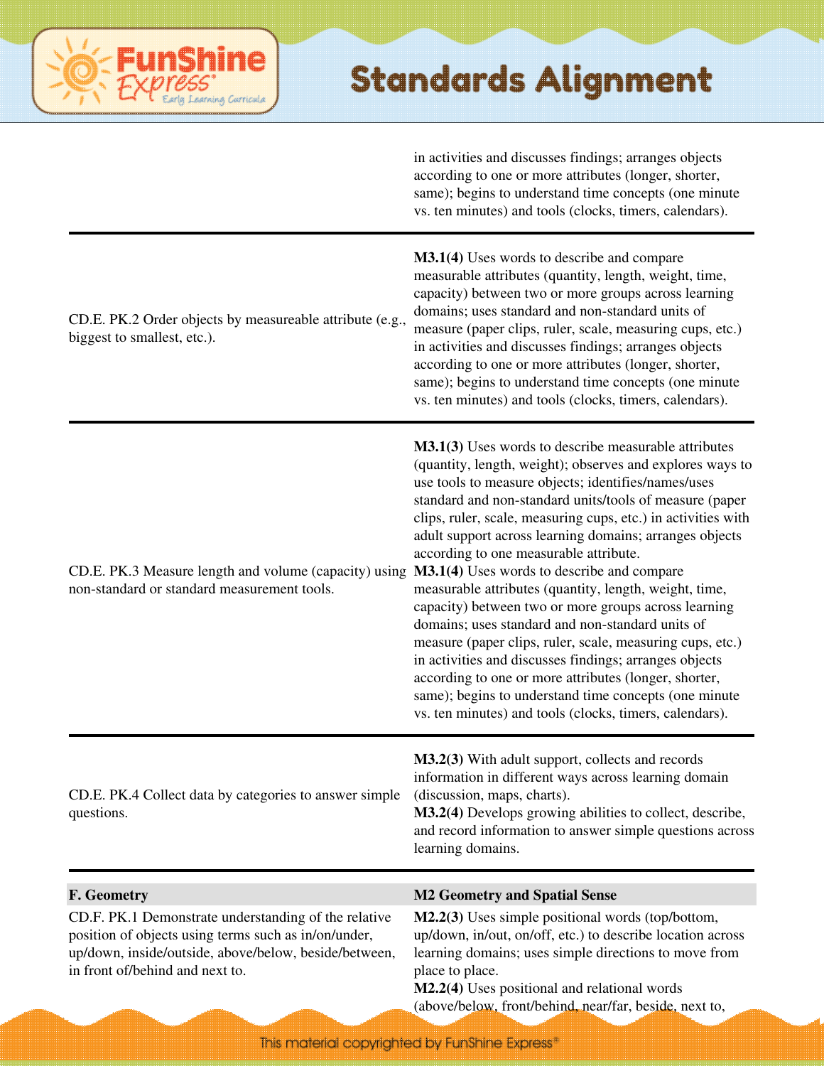| | |
|---|---|
| | in activities and discusses findings; arranges objects according to one or more attributes (longer, shorter, same); begins to understand time concepts (one minute vs. ten minutes) and tools (clocks, timers, calendars). |
| CD.E. PK.2 Order objects by measureable attribute (e.g., biggest to smallest, etc.). | **M3.1(4)** Uses words to describe and compare measurable attributes (quantity, length, weight, time, capacity) between two or more groups across learning domains; uses standard and non-standard units of measure (paper clips, ruler, scale, measuring cups, etc.) in activities and discusses findings; arranges objects according to one or more attributes (longer, shorter, same); begins to understand time concepts (one minute vs. ten minutes) and tools (clocks, timers, calendars). |
| CD.E. PK.3 Measure length and volume (capacity) using non-standard or standard measurement tools. | **M3.1(3)** Uses words to describe measurable attributes (quantity, length, weight); observes and explores ways to use tools to measure objects; identifies/names/uses standard and non-standard units/tools of measure (paper clips, ruler, scale, measuring cups, etc.) in activities with adult support across learning domains; arranges objects according to one measurable attribute. **M3.1(4)** Uses words to describe and compare measurable attributes (quantity, length, weight, time, capacity) between two or more groups across learning domains; uses standard and non-standard units of measure (paper clips, ruler, scale, measuring cups, etc.) in activities and discusses findings; arranges objects according to one or more attributes (longer, shorter, same); begins to understand time concepts (one minute vs. ten minutes) and tools (clocks, timers, calendars). |
| CD.E. PK.4 Collect data by categories to answer simple questions. | **M3.2(3)** With adult support, collects and records information in different ways across learning domain (discussion, maps, charts). **M3.2(4)** Develops growing abilities to collect, describe, and record information to answer simple questions across learning domains. |
| **F. Geometry** | **M2 Geometry and Spatial Sense** |
| CD.F. PK.1 Demonstrate understanding of the relative position of objects using terms such as in/on/under, up/down, inside/outside, above/below, beside/between, in front of/behind and next to. | **M2.2(3)** Uses simple positional words (top/bottom, up/down, in/out, on/off, etc.) to describe location across learning domains; uses simple directions to move from place to place. **M2.2(4)** Uses positional and relational words (above/below, front/behind, near/far, beside, next to, |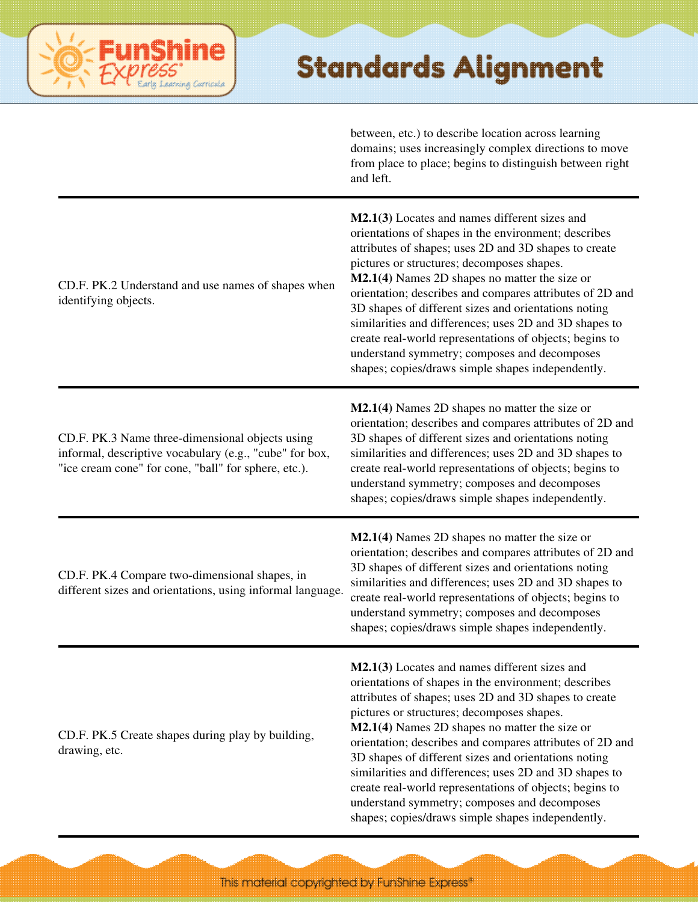| | |
|---|---|
| | between, etc.) to describe location across learning domains; uses increasingly complex directions to move from place to place; begins to distinguish between right and left. |
| CD.F. PK.2 Understand and use names of shapes when identifying objects. | **M2.1(3)** Locates and names different sizes and orientations of shapes in the environment; describes attributes of shapes; uses 2D and 3D shapes to create pictures or structures; decomposes shapes. **M2.1(4)** Names 2D shapes no matter the size or orientation; describes and compares attributes of 2D and 3D shapes of different sizes and orientations noting similarities and differences; uses 2D and 3D shapes to create real-world representations of objects; begins to understand symmetry; composes and decomposes shapes; copies/draws simple shapes independently. |
| CD.F. PK.3 Name three-dimensional objects using informal, descriptive vocabulary (e.g., "cube" for box, "ice cream cone" for cone, "ball" for sphere, etc.). | **M2.1(4)** Names 2D shapes no matter the size or orientation; describes and compares attributes of 2D and 3D shapes of different sizes and orientations noting similarities and differences; uses 2D and 3D shapes to create real-world representations of objects; begins to understand symmetry; composes and decomposes shapes; copies/draws simple shapes independently. |
| CD.F. PK.4 Compare two-dimensional shapes, in different sizes and orientations, using informal language. | **M2.1(4)** Names 2D shapes no matter the size or orientation; describes and compares attributes of 2D and 3D shapes of different sizes and orientations noting similarities and differences; uses 2D and 3D shapes to create real-world representations of objects; begins to understand symmetry; composes and decomposes shapes; copies/draws simple shapes independently. |
| CD.F. PK.5 Create shapes during play by building, drawing, etc. | **M2.1(3)** Locates and names different sizes and orientations of shapes in the environment; describes attributes of shapes; uses 2D and 3D shapes to create pictures or structures; decomposes shapes. **M2.1(4)** Names 2D shapes no matter the size or orientation; describes and compares attributes of 2D and 3D shapes of different sizes and orientations noting similarities and differences; uses 2D and 3D shapes to create real-world representations of objects; begins to understand symmetry; composes and decomposes shapes; copies/draws simple shapes independently. |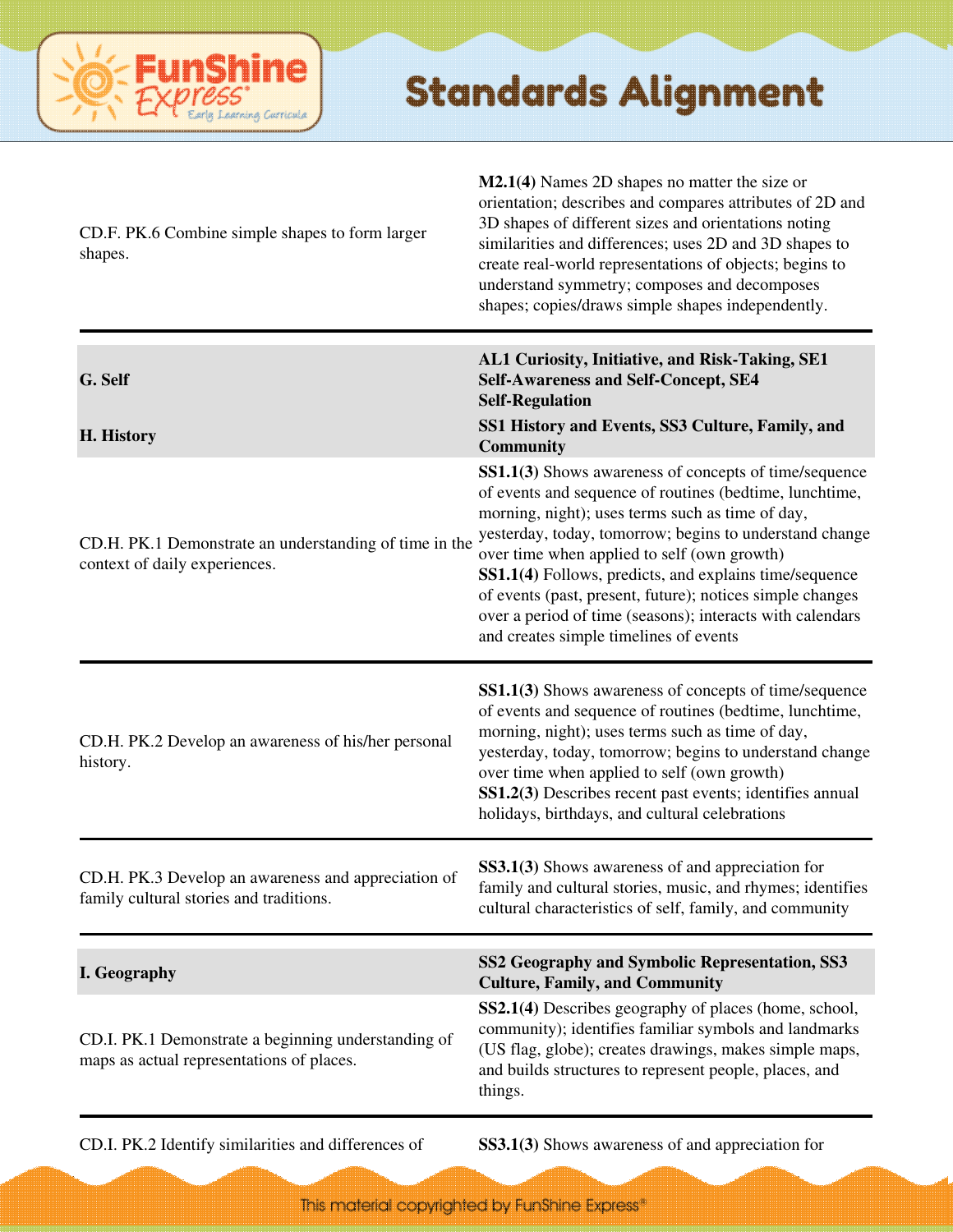| | |
|---|---|
| CD.F. PK.6 Combine simple shapes to form larger shapes. | **M2.1(4)** Names 2D shapes no matter the size or orientation; describes and compares attributes of 2D and 3D shapes of different sizes and orientations noting similarities and differences; uses 2D and 3D shapes to create real-world representations of objects; begins to understand symmetry; composes and decomposes shapes; copies/draws simple shapes independently. |
| **G. Self** | **AL1 Curiosity, Initiative, and Risk-Taking, SE1 Self-Awareness and Self-Concept, SE4 Self-Regulation** |
| **H. History** | **SS1 History and Events, SS3 Culture, Family, and Community** |
| CD.H. PK.1 Demonstrate an understanding of time in the context of daily experiences. | **SS1.1(3)** Shows awareness of concepts of time/sequence of events and sequence of routines (bedtime, lunchtime, morning, night); uses terms such as time of day, yesterday, today, tomorrow; begins to understand change over time when applied to self (own growth)<br>**SS1.1(4)** Follows, predicts, and explains time/sequence of events (past, present, future); notices simple changes over a period of time (seasons); interacts with calendars and creates simple timelines of events |
| CD.H. PK.2 Develop an awareness of his/her personal history. | **SS1.1(3)** Shows awareness of concepts of time/sequence of events and sequence of routines (bedtime, lunchtime, morning, night); uses terms such as time of day, yesterday, today, tomorrow; begins to understand change over time when applied to self (own growth)<br>**SS1.2(3)** Describes recent past events; identifies annual holidays, birthdays, and cultural celebrations |
| CD.H. PK.3 Develop an awareness and appreciation of family cultural stories and traditions. | **SS3.1(3)** Shows awareness of and appreciation for family and cultural stories, music, and rhymes; identifies cultural characteristics of self, family, and community |
| **I. Geography** | **SS2 Geography and Symbolic Representation, SS3 Culture, Family, and Community** |
| CD.I. PK.1 Demonstrate a beginning understanding of maps as actual representations of places. | **SS2.1(4)** Describes geography of places (home, school, community); identifies familiar symbols and landmarks (US flag, globe); creates drawings, makes simple maps, and builds structures to represent people, places, and things. |
| CD.I. PK.2 Identify similarities and differences of | **SS3.1(3)** Shows awareness of and appreciation for |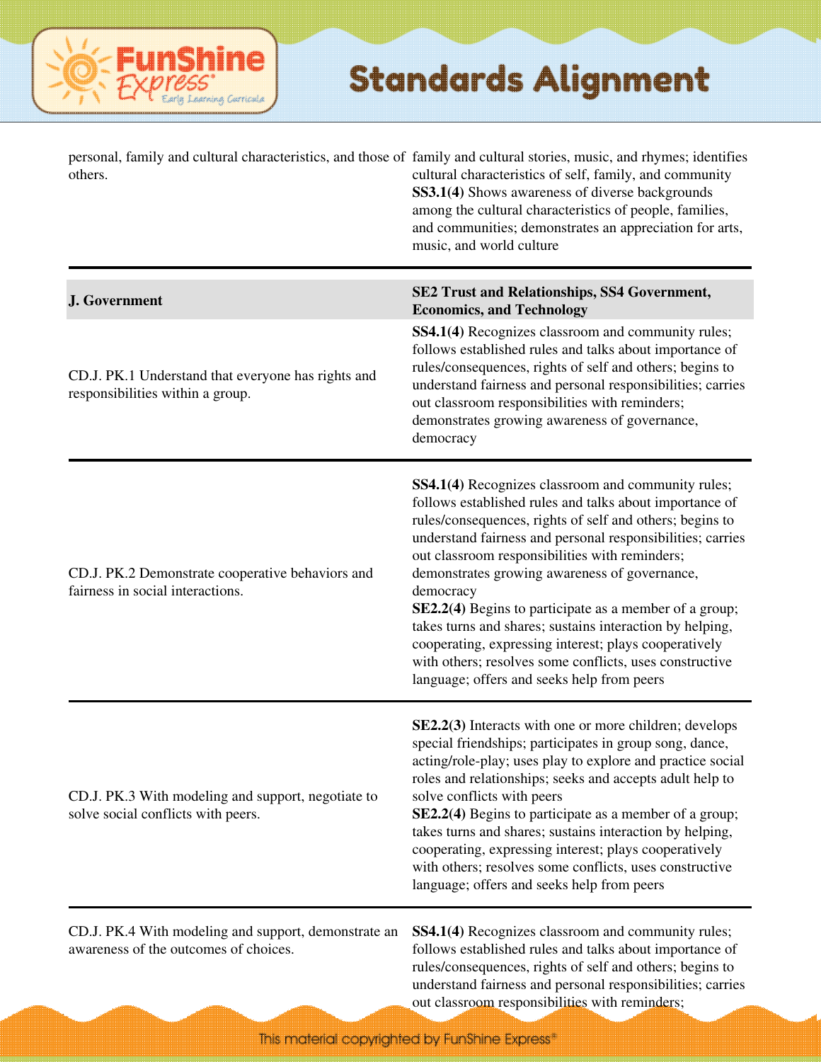| | |
|---|---|
| personal, family and cultural characteristics, and those of others. | family and cultural stories, music, and rhymes; identifies cultural characteristics of self, family, and community **SS3.1(4)** Shows awareness of diverse backgrounds among the cultural characteristics of people, families, and communities; demonstrates an appreciation for arts, music, and world culture |
| **J. Government** | **SE2 Trust and Relationships, SS4 Government, Economics, and Technology** |
| CD.J. PK.1 Understand that everyone has rights and responsibilities within a group. | **SS4.1(4)** Recognizes classroom and community rules; follows established rules and talks about importance of rules/consequences, rights of self and others; begins to understand fairness and personal responsibilities; carries out classroom responsibilities with reminders; demonstrates growing awareness of governance, democracy |
| CD.J. PK.2 Demonstrate cooperative behaviors and fairness in social interactions. | **SS4.1(4)** Recognizes classroom and community rules; follows established rules and talks about importance of rules/consequences, rights of self and others; begins to understand fairness and personal responsibilities; carries out classroom responsibilities with reminders; demonstrates growing awareness of governance, democracy **SE2.2(4)** Begins to participate as a member of a group; takes turns and shares; sustains interaction by helping, cooperating, expressing interest; plays cooperatively with others; resolves some conflicts, uses constructive language; offers and seeks help from peers |
| CD.J. PK.3 With modeling and support, negotiate to solve social conflicts with peers. | **SE2.2(3)** Interacts with one or more children; develops special friendships; participates in group song, dance, acting/role-play; uses play to explore and practice social roles and relationships; seeks and accepts adult help to solve conflicts with peers **SE2.2(4)** Begins to participate as a member of a group; takes turns and shares; sustains interaction by helping, cooperating, expressing interest; plays cooperatively with others; resolves some conflicts, uses constructive language; offers and seeks help from peers |
| CD.J. PK.4 With modeling and support, demonstrate an awareness of the outcomes of choices. | **SS4.1(4)** Recognizes classroom and community rules; follows established rules and talks about importance of rules/consequences, rights of self and others; begins to understand fairness and personal responsibilities; carries out classroom responsibilities with reminders; |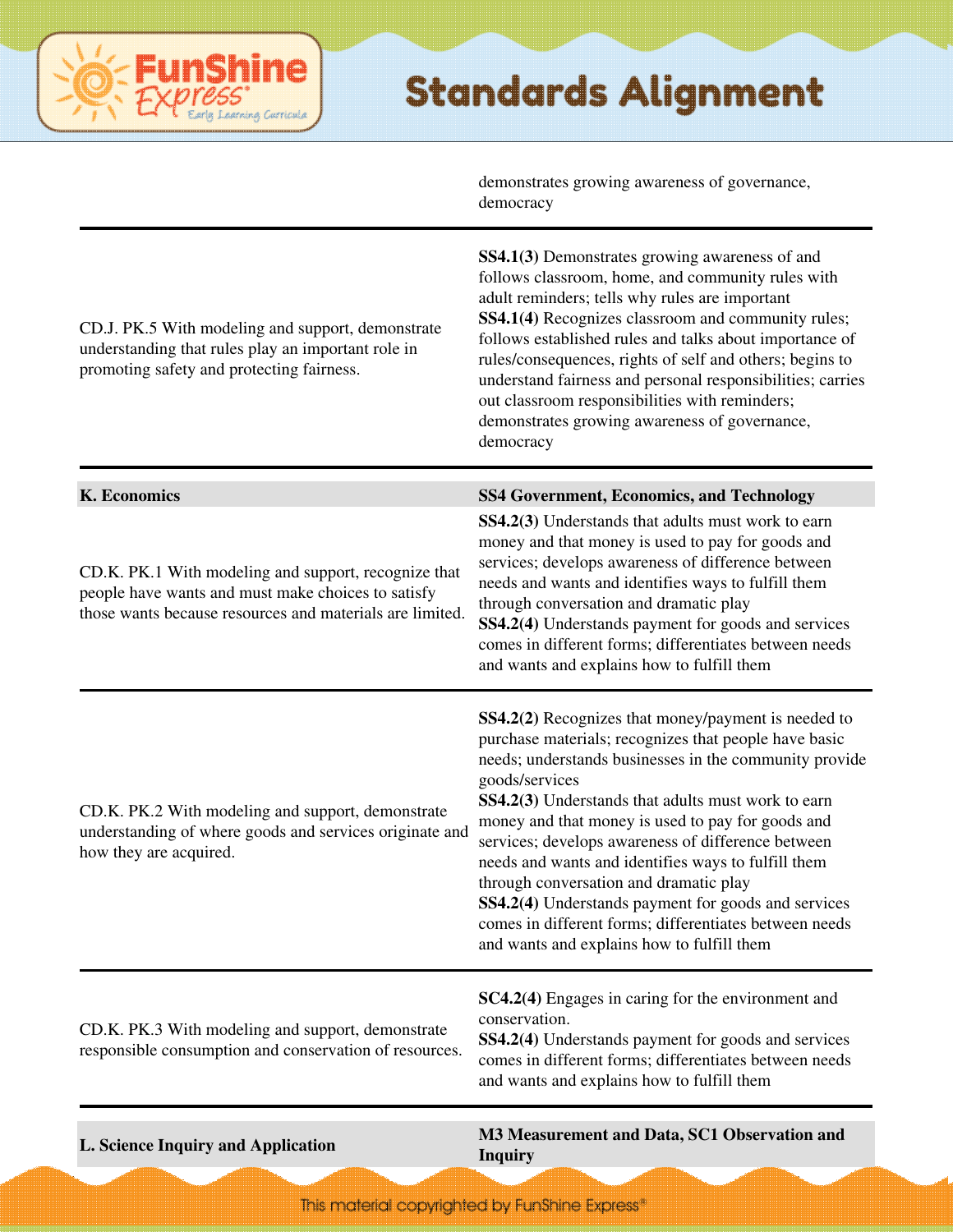| | |
|---|---|
| | demonstrates growing awareness of governance, democracy |
| CD.J. PK.5 With modeling and support, demonstrate understanding that rules play an important role in promoting safety and protecting fairness. | **SS4.1(3)** Demonstrates growing awareness of and follows classroom, home, and community rules with adult reminders; tells why rules are important<br>**SS4.1(4)** Recognizes classroom and community rules; follows established rules and talks about importance of rules/consequences, rights of self and others; begins to understand fairness and personal responsibilities; carries out classroom responsibilities with reminders; demonstrates growing awareness of governance, democracy |
| **K. Economics** | **SS4 Government, Economics, and Technology** |
| CD.K. PK.1 With modeling and support, recognize that people have wants and must make choices to satisfy those wants because resources and materials are limited. | **SS4.2(3)** Understands that adults must work to earn money and that money is used to pay for goods and services; develops awareness of difference between needs and wants and identifies ways to fulfill them through conversation and dramatic play<br>**SS4.2(4)** Understands payment for goods and services comes in different forms; differentiates between needs and wants and explains how to fulfill them |
| CD.K. PK.2 With modeling and support, demonstrate understanding of where goods and services originate and how they are acquired. | **SS4.2(2)** Recognizes that money/payment is needed to purchase materials; recognizes that people have basic needs; understands businesses in the community provide goods/services<br>**SS4.2(3)** Understands that adults must work to earn money and that money is used to pay for goods and services; develops awareness of difference between needs and wants and identifies ways to fulfill them through conversation and dramatic play<br>**SS4.2(4)** Understands payment for goods and services comes in different forms; differentiates between needs and wants and explains how to fulfill them |
| CD.K. PK.3 With modeling and support, demonstrate responsible consumption and conservation of resources. | **SC4.2(4)** Engages in caring for the environment and conservation.<br>**SS4.2(4)** Understands payment for goods and services comes in different forms; differentiates between needs and wants and explains how to fulfill them |
| **L. Science Inquiry and Application** | **M3 Measurement and Data, SC1 Observation and Inquiry** |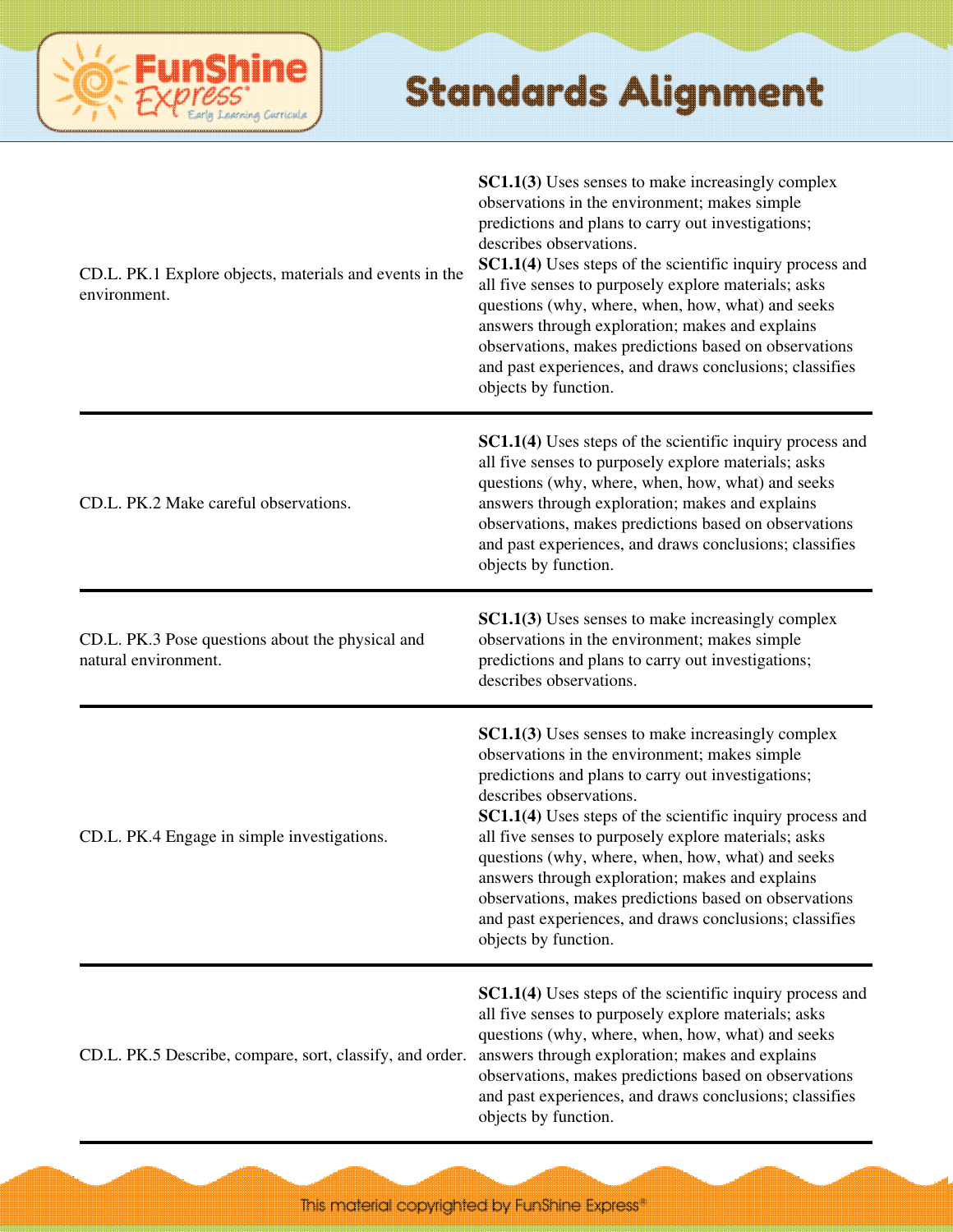# Standards Alignment

| | |
|---|---|
| CD.L. PK.1 Explore objects, materials and events in the environment. | **SC1.1(3)** Uses senses to make increasingly complex observations in the environment; makes simple predictions and plans to carry out investigations; describes observations. **SC1.1(4)** Uses steps of the scientific inquiry process and all five senses to purposely explore materials; asks questions (why, where, when, how, what) and seeks answers through exploration; makes and explains observations, makes predictions based on observations and past experiences, and draws conclusions; classifies objects by function. |
| CD.L. PK.2 Make careful observations. | **SC1.1(4)** Uses steps of the scientific inquiry process and all five senses to purposely explore materials; asks questions (why, where, when, how, what) and seeks answers through exploration; makes and explains observations, makes predictions based on observations and past experiences, and draws conclusions; classifies objects by function. |
| CD.L. PK.3 Pose questions about the physical and natural environment. | **SC1.1(3)** Uses senses to make increasingly complex observations in the environment; makes simple predictions and plans to carry out investigations; describes observations. |
| CD.L. PK.4 Engage in simple investigations. | **SC1.1(3)** Uses senses to make increasingly complex observations in the environment; makes simple predictions and plans to carry out investigations; describes observations. **SC1.1(4)** Uses steps of the scientific inquiry process and all five senses to purposely explore materials; asks questions (why, where, when, how, what) and seeks answers through exploration; makes and explains observations, makes predictions based on observations and past experiences, and draws conclusions; classifies objects by function. |
| CD.L. PK.5 Describe, compare, sort, classify, and order. | **SC1.1(4)** Uses steps of the scientific inquiry process and all five senses to purposely explore materials; asks questions (why, where, when, how, what) and seeks answers through exploration; makes and explains observations, makes predictions based on observations and past experiences, and draws conclusions; classifies objects by function. |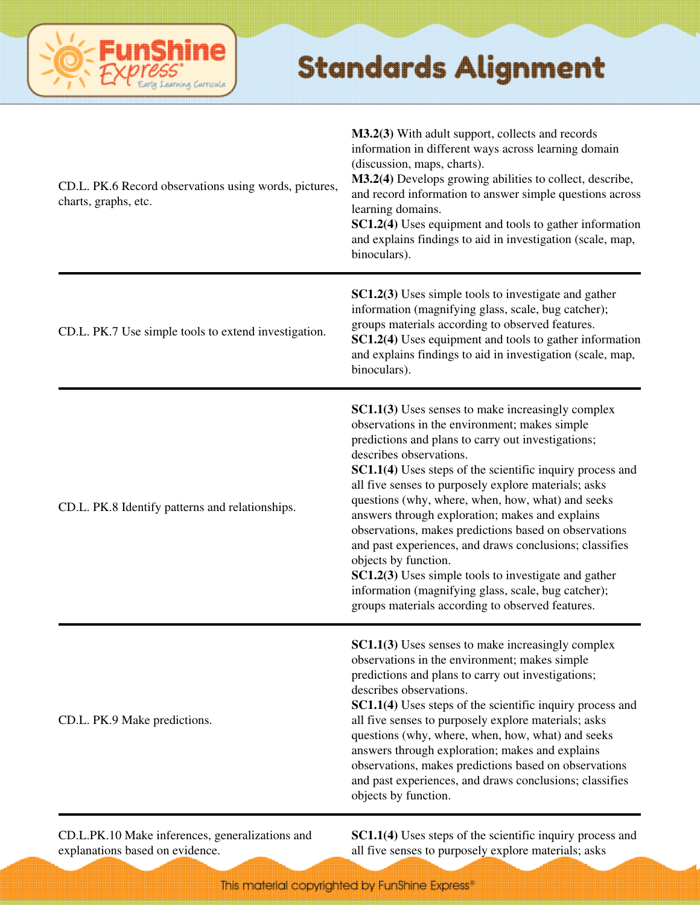| | |
|---|---|
| CD.L. PK.6 Record observations using words, pictures, charts, graphs, etc. | **M3.2(3)** With adult support, collects and records information in different ways across learning domain (discussion, maps, charts).<br>**M3.2(4)** Develops growing abilities to collect, describe, and record information to answer simple questions across learning domains.<br>**SC1.2(4)** Uses equipment and tools to gather information and explains findings to aid in investigation (scale, map, binoculars). |
| CD.L. PK.7 Use simple tools to extend investigation. | **SC1.2(3)** Uses simple tools to investigate and gather information (magnifying glass, scale, bug catcher); groups materials according to observed features.<br>**SC1.2(4)** Uses equipment and tools to gather information and explains findings to aid in investigation (scale, map, binoculars). |
| CD.L. PK.8 Identify patterns and relationships. | **SC1.1(3)** Uses senses to make increasingly complex observations in the environment; makes simple predictions and plans to carry out investigations; describes observations.<br>**SC1.1(4)** Uses steps of the scientific inquiry process and all five senses to purposely explore materials; asks questions (why, where, when, how, what) and seeks answers through exploration; makes and explains observations, makes predictions based on observations and past experiences, and draws conclusions; classifies objects by function.<br>**SC1.2(3)** Uses simple tools to investigate and gather information (magnifying glass, scale, bug catcher); groups materials according to observed features. |
| CD.L. PK.9 Make predictions. | **SC1.1(3)** Uses senses to make increasingly complex observations in the environment; makes simple predictions and plans to carry out investigations; describes observations.<br>**SC1.1(4)** Uses steps of the scientific inquiry process and all five senses to purposely explore materials; asks questions (why, where, when, how, what) and seeks answers through exploration; makes and explains observations, makes predictions based on observations and past experiences, and draws conclusions; classifies objects by function. |
| CD.L.PK.10 Make inferences, generalizations and explanations based on evidence. | **SC1.1(4)** Uses steps of the scientific inquiry process and all five senses to purposely explore materials; asks |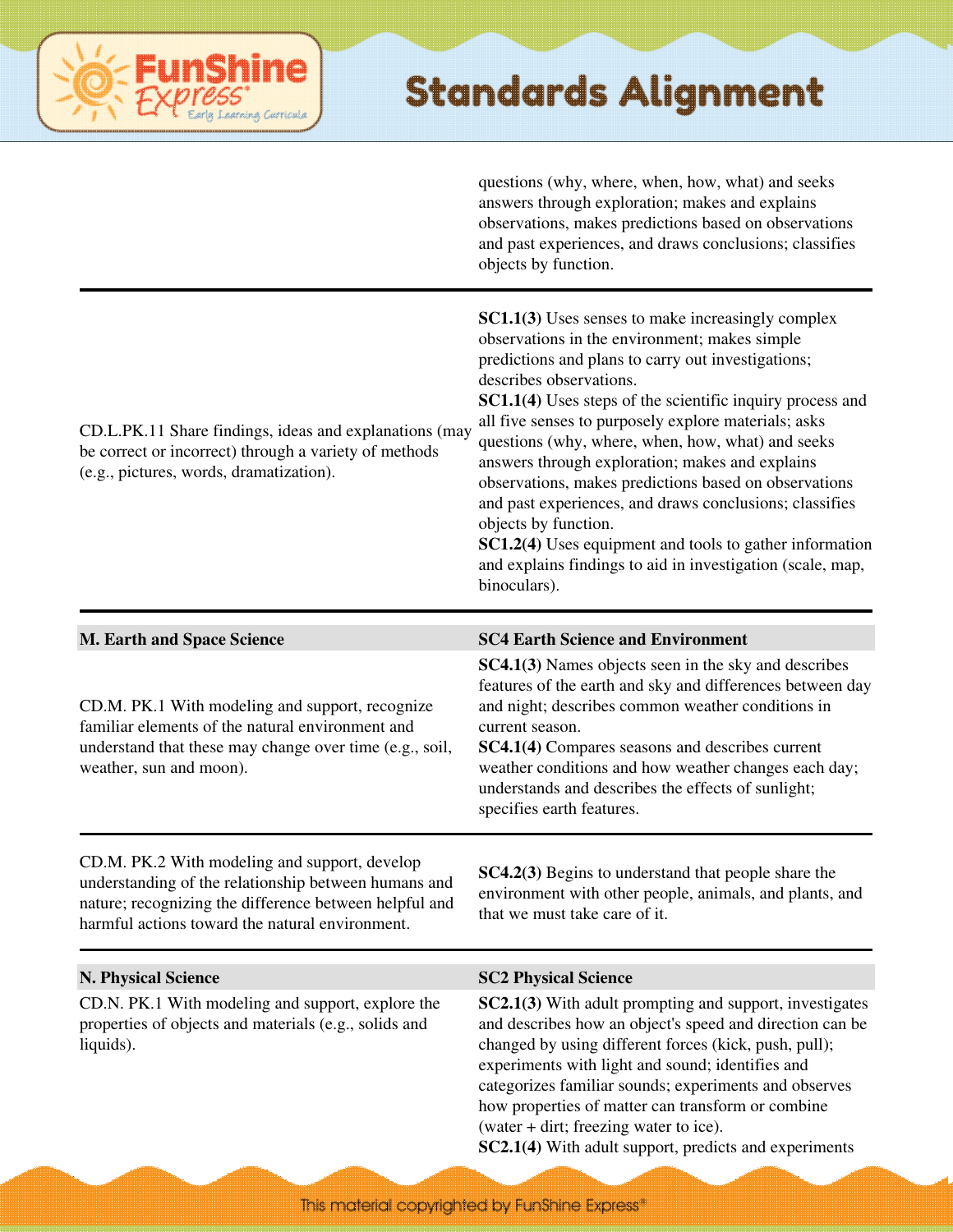| | |
|---|---|
| | questions (why, where, when, how, what) and seeks answers through exploration; makes and explains observations, makes predictions based on observations and past experiences, and draws conclusions; classifies objects by function. |
| CD.L.PK.11 Share findings, ideas and explanations (may be correct or incorrect) through a variety of methods (e.g., pictures, words, dramatization). | **SC1.1(3)** Uses senses to make increasingly complex observations in the environment; makes simple predictions and plans to carry out investigations; describes observations.<br>**SC1.1(4)** Uses steps of the scientific inquiry process and all five senses to purposely explore materials; asks questions (why, where, when, how, what) and seeks answers through exploration; makes and explains observations, makes predictions based on observations and past experiences, and draws conclusions; classifies objects by function.<br>**SC1.2(4)** Uses equipment and tools to gather information and explains findings to aid in investigation (scale, map, binoculars). |
| **M. Earth and Space Science** | **SC4 Earth Science and Environment** |
| CD.M. PK.1 With modeling and support, recognize familiar elements of the natural environment and understand that these may change over time (e.g., soil, weather, sun and moon). | **SC4.1(3)** Names objects seen in the sky and describes features of the earth and sky and differences between day and night; describes common weather conditions in current season.<br>**SC4.1(4)** Compares seasons and describes current weather conditions and how weather changes each day; understands and describes the effects of sunlight; specifies earth features. |
| CD.M. PK.2 With modeling and support, develop understanding of the relationship between humans and nature; recognizing the difference between helpful and harmful actions toward the natural environment. | **SC4.2(3)** Begins to understand that people share the environment with other people, animals, and plants, and that we must take care of it. |
| **N. Physical Science** | **SC2 Physical Science** |
| CD.N. PK.1 With modeling and support, explore the properties of objects and materials (e.g., solids and liquids). | **SC2.1(3)** With adult prompting and support, investigates and describes how an object's speed and direction can be changed by using different forces (kick, push, pull); experiments with light and sound; identifies and categorizes familiar sounds; experiments and observes how properties of matter can transform or combine (water + dirt; freezing water to ice).<br>**SC2.1(4)** With adult support, predicts and experiments |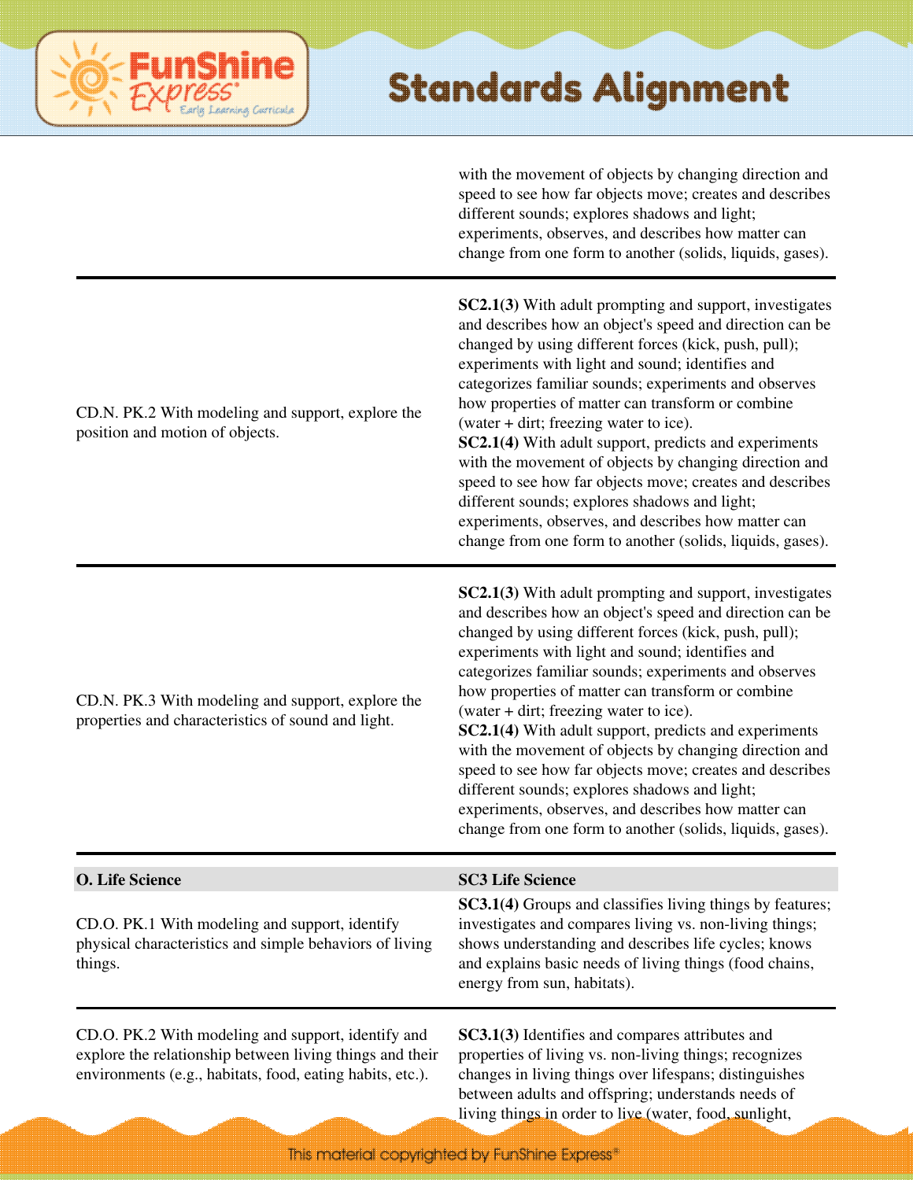| | |
|---|---|
| | with the movement of objects by changing direction and speed to see how far objects move; creates and describes different sounds; explores shadows and light; experiments, observes, and describes how matter can change from one form to another (solids, liquids, gases). |
| CD.N. PK.2 With modeling and support, explore the position and motion of objects. | **SC2.1(3)** With adult prompting and support, investigates and describes how an object's speed and direction can be changed by using different forces (kick, push, pull); experiments with light and sound; identifies and categorizes familiar sounds; experiments and observes how properties of matter can transform or combine (water + dirt; freezing water to ice). **SC2.1(4)** With adult support, predicts and experiments with the movement of objects by changing direction and speed to see how far objects move; creates and describes different sounds; explores shadows and light; experiments, observes, and describes how matter can change from one form to another (solids, liquids, gases). |
| CD.N. PK.3 With modeling and support, explore the properties and characteristics of sound and light. | **SC2.1(3)** With adult prompting and support, investigates and describes how an object's speed and direction can be changed by using different forces (kick, push, pull); experiments with light and sound; identifies and categorizes familiar sounds; experiments and observes how properties of matter can transform or combine (water + dirt; freezing water to ice). **SC2.1(4)** With adult support, predicts and experiments with the movement of objects by changing direction and speed to see how far objects move; creates and describes different sounds; explores shadows and light; experiments, observes, and describes how matter can change from one form to another (solids, liquids, gases). |
| **O. Life Science** | **SC3 Life Science** |
| CD.O. PK.1 With modeling and support, identify physical characteristics and simple behaviors of living things. | **SC3.1(4)** Groups and classifies living things by features; investigates and compares living vs. non-living things; shows understanding and describes life cycles; knows and explains basic needs of living things (food chains, energy from sun, habitats). |
| CD.O. PK.2 With modeling and support, identify and explore the relationship between living things and their environments (e.g., habitats, food, eating habits, etc.). | **SC3.1(3)** Identifies and compares attributes and properties of living vs. non-living things; recognizes changes in living things over lifespans; distinguishes between adults and offspring; understands needs of living things in order to live (water, food, sunlight, |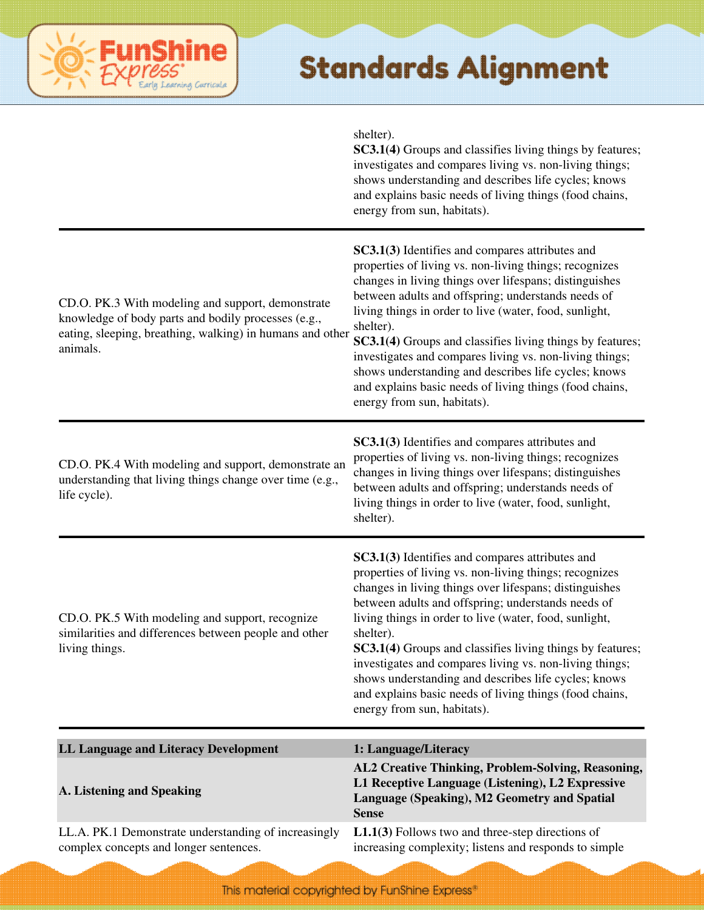| | |
|---|---|
| | shelter).<br>**SC3.1(4)** Groups and classifies living things by features; investigates and compares living vs. non-living things; shows understanding and describes life cycles; knows and explains basic needs of living things (food chains, energy from sun, habitats). |
| CD.O. PK.3 With modeling and support, demonstrate knowledge of body parts and bodily processes (e.g., eating, sleeping, breathing, walking) in humans and other animals. | **SC3.1(3)** Identifies and compares attributes and properties of living vs. non-living things; recognizes changes in living things over lifespans; distinguishes between adults and offspring; understands needs of living things in order to live (water, food, sunlight, shelter).<br>**SC3.1(4)** Groups and classifies living things by features; investigates and compares living vs. non-living things; shows understanding and describes life cycles; knows and explains basic needs of living things (food chains, energy from sun, habitats). |
| CD.O. PK.4 With modeling and support, demonstrate an understanding that living things change over time (e.g., life cycle). | **SC3.1(3)** Identifies and compares attributes and properties of living vs. non-living things; recognizes changes in living things over lifespans; distinguishes between adults and offspring; understands needs of living things in order to live (water, food, sunlight, shelter). |
| CD.O. PK.5 With modeling and support, recognize similarities and differences between people and other living things. | **SC3.1(3)** Identifies and compares attributes and properties of living vs. non-living things; recognizes changes in living things over lifespans; distinguishes between adults and offspring; understands needs of living things in order to live (water, food, sunlight, shelter).<br>**SC3.1(4)** Groups and classifies living things by features; investigates and compares living vs. non-living things; shows understanding and describes life cycles; knows and explains basic needs of living things (food chains, energy from sun, habitats). |
| **LL Language and Literacy Development** | **1: Language/Literacy** |
| **A. Listening and Speaking** | **AL2 Creative Thinking, Problem-Solving, Reasoning, L1 Receptive Language (Listening), L2 Expressive Language (Speaking), M2 Geometry and Spatial Sense** |
| LL.A. PK.1 Demonstrate understanding of increasingly complex concepts and longer sentences. | **L1.1(3)** Follows two and three-step directions of increasing complexity; listens and responds to simple |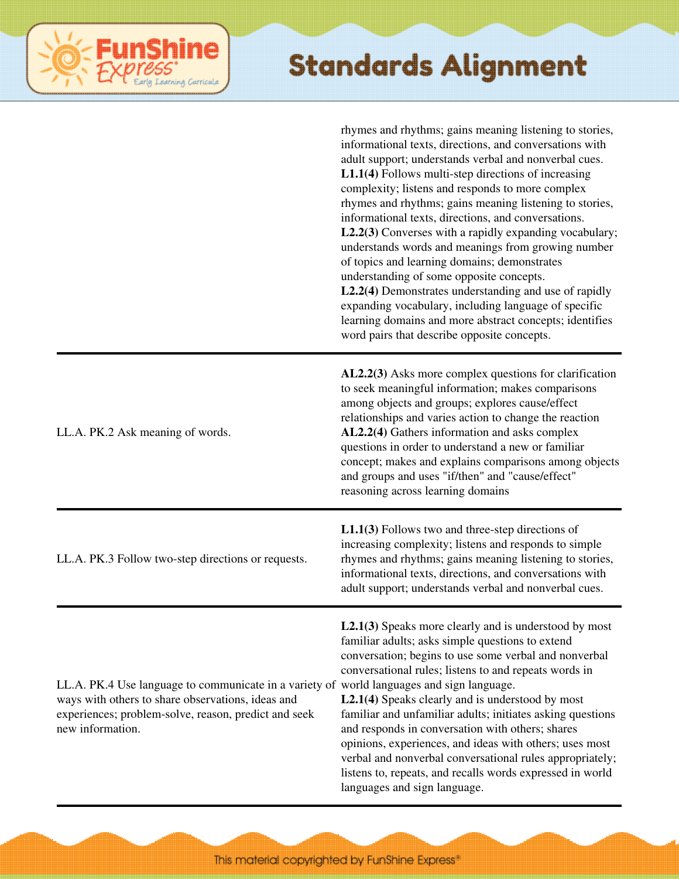| | |
|---|---|
| | rhymes and rhythms; gains meaning listening to stories, informational texts, directions, and conversations with adult support; understands verbal and nonverbal cues. **L1.1(4)** Follows multi-step directions of increasing complexity; listens and responds to more complex rhymes and rhythms; gains meaning listening to stories, informational texts, directions, and conversations. **L2.2(3)** Converses with a rapidly expanding vocabulary; understands words and meanings from growing number of topics and learning domains; demonstrates understanding of some opposite concepts. **L2.2(4)** Demonstrates understanding and use of rapidly expanding vocabulary, including language of specific learning domains and more abstract concepts; identifies word pairs that describe opposite concepts. |
| LL.A. PK.2 Ask meaning of words. | **AL2.2(3)** Asks more complex questions for clarification to seek meaningful information; makes comparisons among objects and groups; explores cause/effect relationships and varies action to change the reaction **AL2.2(4)** Gathers information and asks complex questions in order to understand a new or familiar concept; makes and explains comparisons among objects and groups and uses "if/then" and "cause/effect" reasoning across learning domains |
| LL.A. PK.3 Follow two-step directions or requests. | **L1.1(3)** Follows two and three-step directions of increasing complexity; listens and responds to simple rhymes and rhythms; gains meaning listening to stories, informational texts, directions, and conversations with adult support; understands verbal and nonverbal cues. |
| LL.A. PK.4 Use language to communicate in a variety of ways with others to share observations, ideas and experiences; problem-solve, reason, predict and seek new information. | **L2.1(3)** Speaks more clearly and is understood by most familiar adults; asks simple questions to extend conversation; begins to use some verbal and nonverbal conversational rules; listens to and repeats words in world languages and sign language. **L2.1(4)** Speaks clearly and is understood by most familiar and unfamiliar adults; initiates asking questions and responds in conversation with others; shares opinions, experiences, and ideas with others; uses most verbal and nonverbal conversational rules appropriately; listens to, repeats, and recalls words expressed in world languages and sign language. |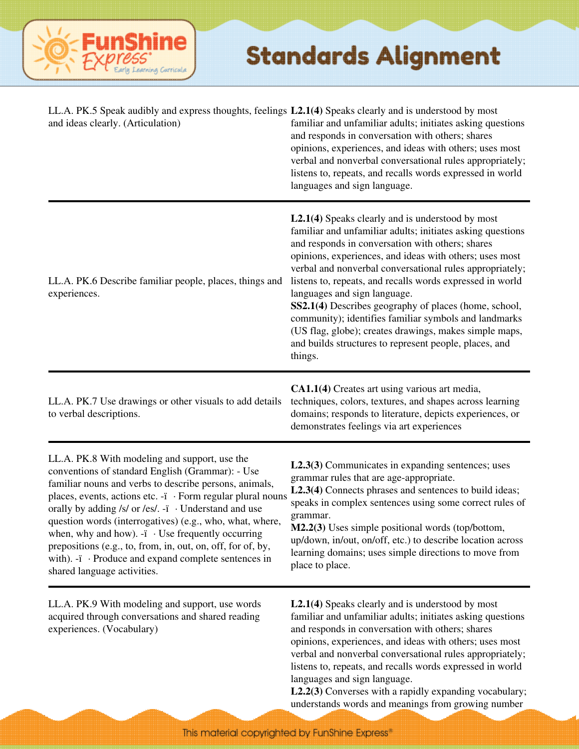| | |
|---|---|
| LL.A. PK.5 Speak audibly and express thoughts, feelings and ideas clearly. (Articulation) | **L2.1(4)** Speaks clearly and is understood by most familiar and unfamiliar adults; initiates asking questions and responds in conversation with others; shares opinions, experiences, and ideas with others; uses most verbal and nonverbal conversational rules appropriately; listens to, repeats, and recalls words expressed in world languages and sign language. |
| LL.A. PK.6 Describe familiar people, places, things and experiences. | **L2.1(4)** Speaks clearly and is understood by most familiar and unfamiliar adults; initiates asking questions and responds in conversation with others; shares opinions, experiences, and ideas with others; uses most verbal and nonverbal conversational rules appropriately; listens to, repeats, and recalls words expressed in world languages and sign language.<br>**SS2.1(4)** Describes geography of places (home, school, community); identifies familiar symbols and landmarks (US flag, globe); creates drawings, makes simple maps, and builds structures to represent people, places, and things. |
| LL.A. PK.7 Use drawings or other visuals to add details to verbal descriptions. | **CA1.1(4)** Creates art using various art media, techniques, colors, textures, and shapes across learning domains; responds to literature, depicts experiences, or demonstrates feelings via art experiences |
| LL.A. PK.8 With modeling and support, use the conventions of standard English (Grammar): - Use familiar nouns and verbs to describe persons, animals, places, events, actions etc. -ï · Form regular plural nouns orally by adding /s/ or /es/. -ï · Understand and use question words (interrogatives) (e.g., who, what, where, when, why and how). -ï · Use frequently occurring prepositions (e.g., to, from, in, out, on, off, for of, by, with). -ï · Produce and expand complete sentences in shared language activities. | **L2.3(3)** Communicates in expanding sentences; uses grammar rules that are age-appropriate.<br>**L2.3(4)** Connects phrases and sentences to build ideas; speaks in complex sentences using some correct rules of grammar.<br>**M2.2(3)** Uses simple positional words (top/bottom, up/down, in/out, on/off, etc.) to describe location across learning domains; uses simple directions to move from place to place. |
| LL.A. PK.9 With modeling and support, use words acquired through conversations and shared reading experiences. (Vocabulary) | **L2.1(4)** Speaks clearly and is understood by most familiar and unfamiliar adults; initiates asking questions and responds in conversation with others; shares opinions, experiences, and ideas with others; uses most verbal and nonverbal conversational rules appropriately; listens to, repeats, and recalls words expressed in world languages and sign language.<br>**L2.2(3)** Converses with a rapidly expanding vocabulary; understands words and meanings from growing number |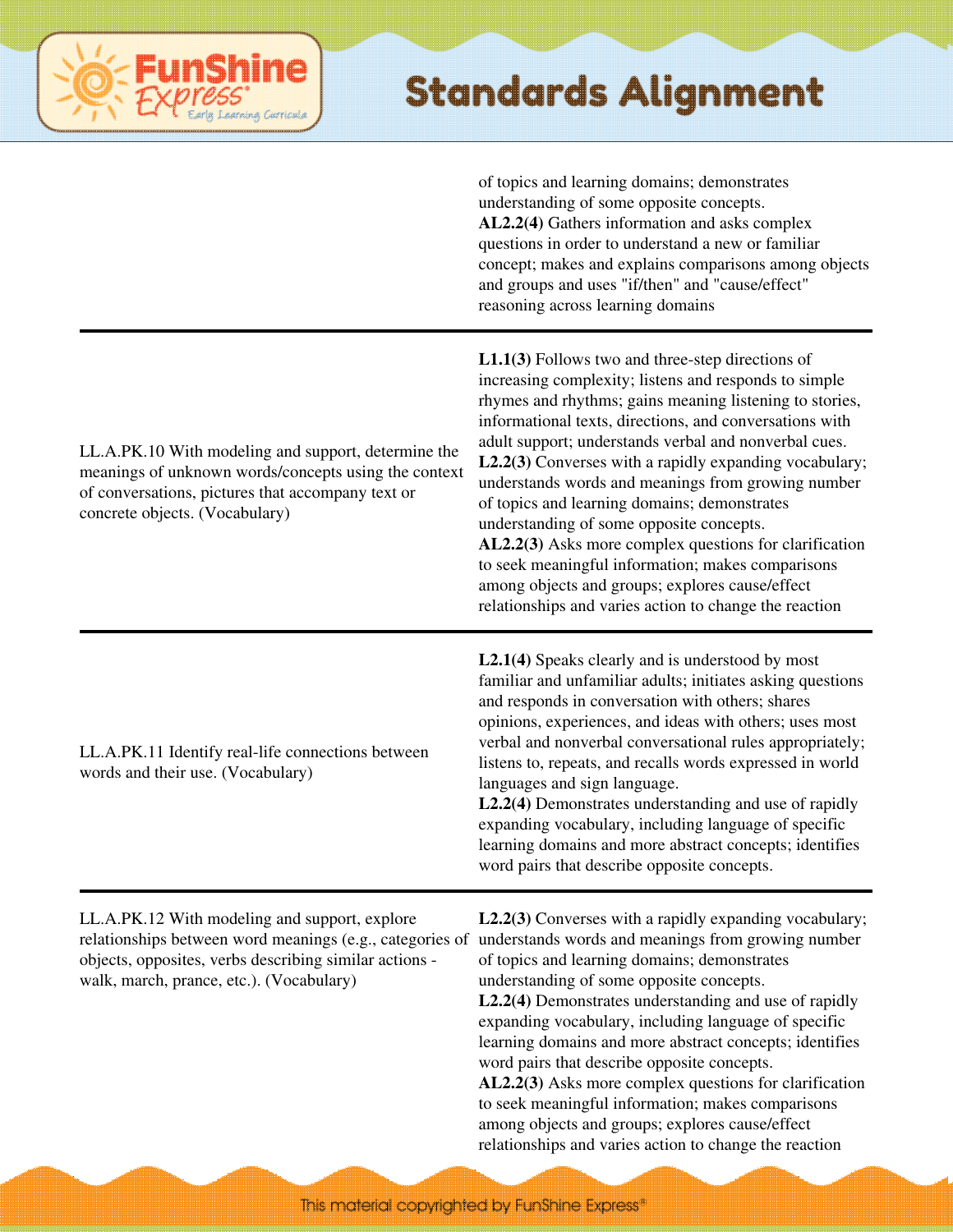| | |
|---|---|
| | of topics and learning domains; demonstrates understanding of some opposite concepts. **AL2.2(4)** Gathers information and asks complex questions in order to understand a new or familiar concept; makes and explains comparisons among objects and groups and uses "if/then" and "cause/effect" reasoning across learning domains |
| LL.A.PK.10 With modeling and support, determine the meanings of unknown words/concepts using the context of conversations, pictures that accompany text or concrete objects. (Vocabulary) | **L1.1(3)** Follows two and three-step directions of increasing complexity; listens and responds to simple rhymes and rhythms; gains meaning listening to stories, informational texts, directions, and conversations with adult support; understands verbal and nonverbal cues. **L2.2(3)** Converses with a rapidly expanding vocabulary; understands words and meanings from growing number of topics and learning domains; demonstrates understanding of some opposite concepts. **AL2.2(3)** Asks more complex questions for clarification to seek meaningful information; makes comparisons among objects and groups; explores cause/effect relationships and varies action to change the reaction |
| LL.A.PK.11 Identify real-life connections between words and their use. (Vocabulary) | **L2.1(4)** Speaks clearly and is understood by most familiar and unfamiliar adults; initiates asking questions and responds in conversation with others; shares opinions, experiences, and ideas with others; uses most verbal and nonverbal conversational rules appropriately; listens to, repeats, and recalls words expressed in world languages and sign language. **L2.2(4)** Demonstrates understanding and use of rapidly expanding vocabulary, including language of specific learning domains and more abstract concepts; identifies word pairs that describe opposite concepts. |
| LL.A.PK.12 With modeling and support, explore relationships between word meanings (e.g., categories of objects, opposites, verbs describing similar actions - walk, march, prance, etc.). (Vocabulary) | **L2.2(3)** Converses with a rapidly expanding vocabulary; understands words and meanings from growing number of topics and learning domains; demonstrates understanding of some opposite concepts. **L2.2(4)** Demonstrates understanding and use of rapidly expanding vocabulary, including language of specific learning domains and more abstract concepts; identifies word pairs that describe opposite concepts. **AL2.2(3)** Asks more complex questions for clarification to seek meaningful information; makes comparisons among objects and groups; explores cause/effect relationships and varies action to change the reaction |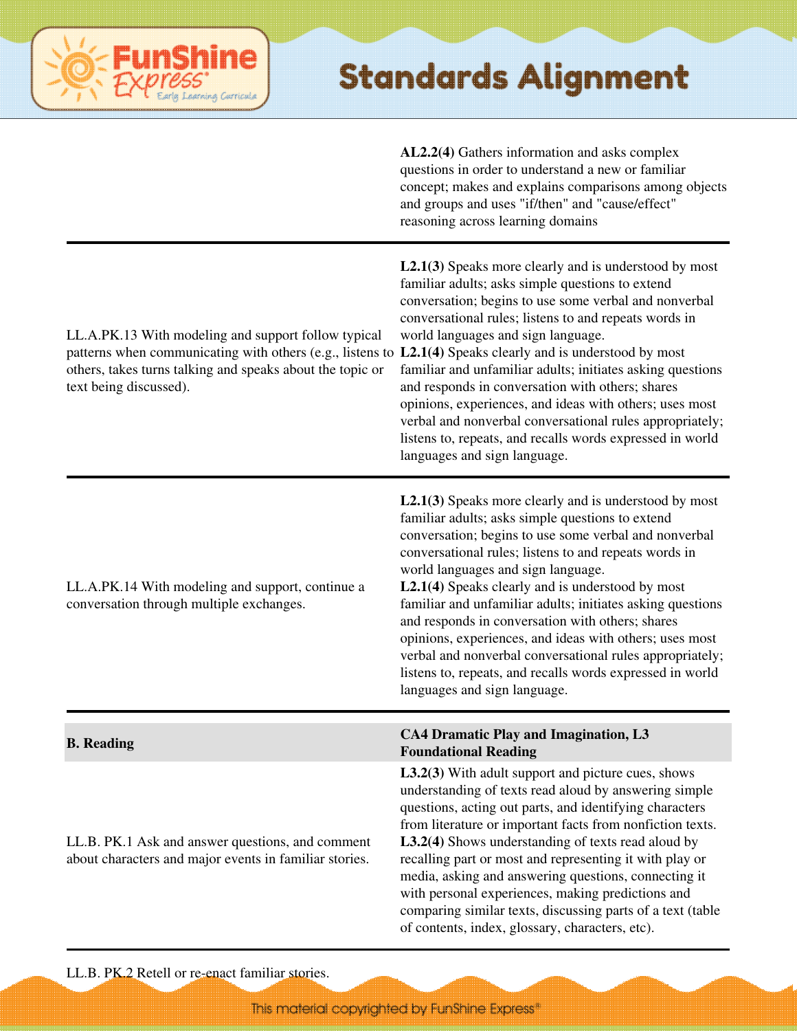| | |
|---|---|
| | **AL2.2(4)** Gathers information and asks complex questions in order to understand a new or familiar concept; makes and explains comparisons among objects and groups and uses "if/then" and "cause/effect" reasoning across learning domains |
| LL.A.PK.13 With modeling and support follow typical patterns when communicating with others (e.g., listens to others, takes turns talking and speaks about the topic or text being discussed). | **L2.1(3)** Speaks more clearly and is understood by most familiar adults; asks simple questions to extend conversation; begins to use some verbal and nonverbal conversational rules; listens to and repeats words in world languages and sign language.<br>**L2.1(4)** Speaks clearly and is understood by most familiar and unfamiliar adults; initiates asking questions and responds in conversation with others; shares opinions, experiences, and ideas with others; uses most verbal and nonverbal conversational rules appropriately; listens to, repeats, and recalls words expressed in world languages and sign language. |
| LL.A.PK.14 With modeling and support, continue a conversation through multiple exchanges. | **L2.1(3)** Speaks more clearly and is understood by most familiar adults; asks simple questions to extend conversation; begins to use some verbal and nonverbal conversational rules; listens to and repeats words in world languages and sign language.<br>**L2.1(4)** Speaks clearly and is understood by most familiar and unfamiliar adults; initiates asking questions and responds in conversation with others; shares opinions, experiences, and ideas with others; uses most verbal and nonverbal conversational rules appropriately; listens to, repeats, and recalls words expressed in world languages and sign language. |
| **B. Reading** | **CA4 Dramatic Play and Imagination, L3 Foundational Reading** |
| LL.B. PK.1 Ask and answer questions, and comment about characters and major events in familiar stories. | **L3.2(3)** With adult support and picture cues, shows understanding of texts read aloud by answering simple questions, acting out parts, and identifying characters from literature or important facts from nonfiction texts.<br>**L3.2(4)** Shows understanding of texts read aloud by recalling part or most and representing it with play or media, asking and answering questions, connecting it with personal experiences, making predictions and comparing similar texts, discussing parts of a text (table of contents, index, glossary, characters, etc). |
| LL.B. PK.2 Retell or re-enact familiar stories. | |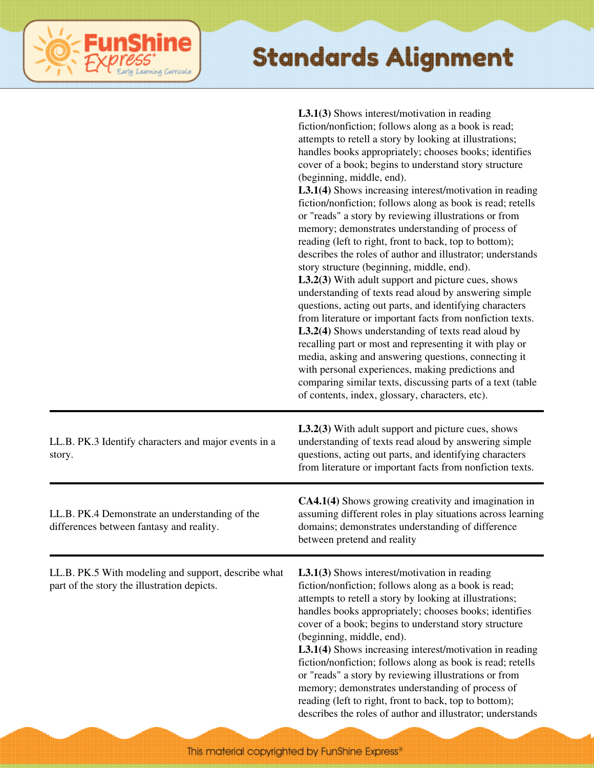# Standards Alignment

| | |
|---|---|
| | **L3.1(3)** Shows interest/motivation in reading fiction/nonfiction; follows along as a book is read; attempts to retell a story by looking at illustrations; handles books appropriately; chooses books; identifies cover of a book; begins to understand story structure (beginning, middle, end). **L3.1(4)** Shows increasing interest/motivation in reading fiction/nonfiction; follows along as book is read; retells or "reads" a story by reviewing illustrations or from memory; demonstrates understanding of process of reading (left to right, front to back, top to bottom); describes the roles of author and illustrator; understands story structure (beginning, middle, end). **L3.2(3)** With adult support and picture cues, shows understanding of texts read aloud by answering simple questions, acting out parts, and identifying characters from literature or important facts from nonfiction texts. **L3.2(4)** Shows understanding of texts read aloud by recalling part or most and representing it with play or media, asking and answering questions, connecting it with personal experiences, making predictions and comparing similar texts, discussing parts of a text (table of contents, index, glossary, characters, etc). |
| LL.B. PK.3 Identify characters and major events in a story. | **L3.2(3)** With adult support and picture cues, shows understanding of texts read aloud by answering simple questions, acting out parts, and identifying characters from literature or important facts from nonfiction texts. |
| LL.B. PK.4 Demonstrate an understanding of the differences between fantasy and reality. | **CA4.1(4)** Shows growing creativity and imagination in assuming different roles in play situations across learning domains; demonstrates understanding of difference between pretend and reality |
| LL.B. PK.5 With modeling and support, describe what part of the story the illustration depicts. | **L3.1(3)** Shows interest/motivation in reading fiction/nonfiction; follows along as a book is read; attempts to retell a story by looking at illustrations; handles books appropriately; chooses books; identifies cover of a book; begins to understand story structure (beginning, middle, end). **L3.1(4)** Shows increasing interest/motivation in reading fiction/nonfiction; follows along as book is read; retells or "reads" a story by reviewing illustrations or from memory; demonstrates understanding of process of reading (left to right, front to back, top to bottom); describes the roles of author and illustrator; understands |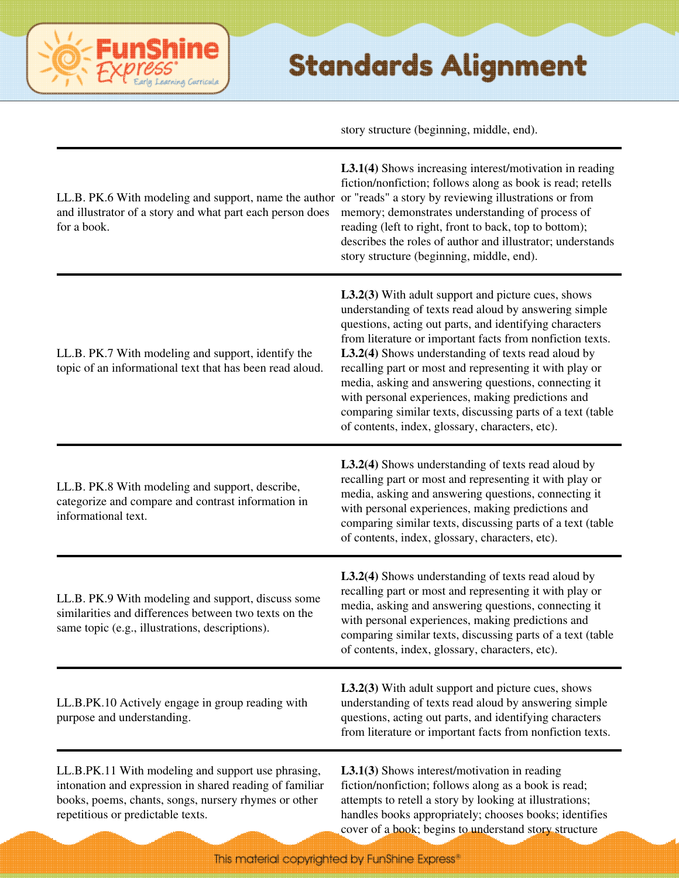| | |
|---|---|
| | story structure (beginning, middle, end). |
| LL.B. PK.6 With modeling and support, name the author and illustrator of a story and what part each person does for a book. | **L3.1(4)** Shows increasing interest/motivation in reading fiction/nonfiction; follows along as book is read; retells or "reads" a story by reviewing illustrations or from memory; demonstrates understanding of process of reading (left to right, front to back, top to bottom); describes the roles of author and illustrator; understands story structure (beginning, middle, end). |
| LL.B. PK.7 With modeling and support, identify the topic of an informational text that has been read aloud. | **L3.2(3)** With adult support and picture cues, shows understanding of texts read aloud by answering simple questions, acting out parts, and identifying characters from literature or important facts from nonfiction texts. **L3.2(4)** Shows understanding of texts read aloud by recalling part or most and representing it with play or media, asking and answering questions, connecting it with personal experiences, making predictions and comparing similar texts, discussing parts of a text (table of contents, index, glossary, characters, etc). |
| LL.B. PK.8 With modeling and support, describe, categorize and compare and contrast information in informational text. | **L3.2(4)** Shows understanding of texts read aloud by recalling part or most and representing it with play or media, asking and answering questions, connecting it with personal experiences, making predictions and comparing similar texts, discussing parts of a text (table of contents, index, glossary, characters, etc). |
| LL.B. PK.9 With modeling and support, discuss some similarities and differences between two texts on the same topic (e.g., illustrations, descriptions). | **L3.2(4)** Shows understanding of texts read aloud by recalling part or most and representing it with play or media, asking and answering questions, connecting it with personal experiences, making predictions and comparing similar texts, discussing parts of a text (table of contents, index, glossary, characters, etc). |
| LL.B.PK.10 Actively engage in group reading with purpose and understanding. | **L3.2(3)** With adult support and picture cues, shows understanding of texts read aloud by answering simple questions, acting out parts, and identifying characters from literature or important facts from nonfiction texts. |
| LL.B.PK.11 With modeling and support use phrasing, intonation and expression in shared reading of familiar books, poems, chants, songs, nursery rhymes or other repetitious or predictable texts. | **L3.1(3)** Shows interest/motivation in reading fiction/nonfiction; follows along as a book is read; attempts to retell a story by looking at illustrations; handles books appropriately; chooses books; identifies cover of a book; begins to understand story structure |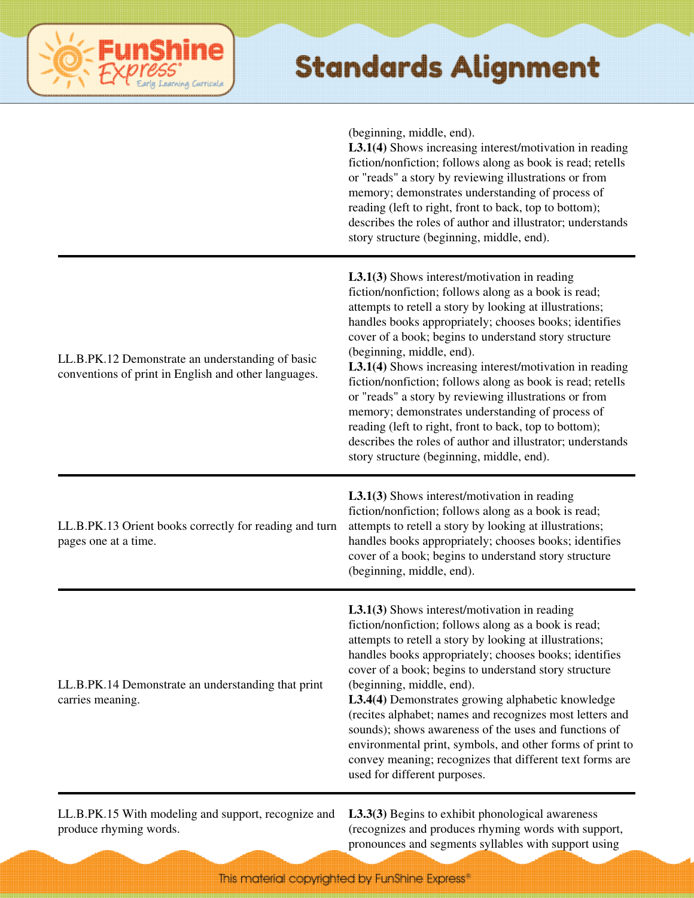| | |
|---|---|
| | (beginning, middle, end).<br>**L3.1(4)** Shows increasing interest/motivation in reading fiction/nonfiction; follows along as book is read; retells or "reads" a story by reviewing illustrations or from memory; demonstrates understanding of process of reading (left to right, front to back, top to bottom); describes the roles of author and illustrator; understands story structure (beginning, middle, end). |
| LL.B.PK.12 Demonstrate an understanding of basic conventions of print in English and other languages. | **L3.1(3)** Shows interest/motivation in reading fiction/nonfiction; follows along as a book is read; attempts to retell a story by looking at illustrations; handles books appropriately; chooses books; identifies cover of a book; begins to understand story structure (beginning, middle, end).<br>**L3.1(4)** Shows increasing interest/motivation in reading fiction/nonfiction; follows along as book is read; retells or "reads" a story by reviewing illustrations or from memory; demonstrates understanding of process of reading (left to right, front to back, top to bottom); describes the roles of author and illustrator; understands story structure (beginning, middle, end). |
| LL.B.PK.13 Orient books correctly for reading and turn pages one at a time. | **L3.1(3)** Shows interest/motivation in reading fiction/nonfiction; follows along as a book is read; attempts to retell a story by looking at illustrations; handles books appropriately; chooses books; identifies cover of a book; begins to understand story structure (beginning, middle, end). |
| LL.B.PK.14 Demonstrate an understanding that print carries meaning. | **L3.1(3)** Shows interest/motivation in reading fiction/nonfiction; follows along as a book is read; attempts to retell a story by looking at illustrations; handles books appropriately; chooses books; identifies cover of a book; begins to understand story structure (beginning, middle, end).<br>**L3.4(4)** Demonstrates growing alphabetic knowledge (recites alphabet; names and recognizes most letters and sounds); shows awareness of the uses and functions of environmental print, symbols, and other forms of print to convey meaning; recognizes that different text forms are used for different purposes. |
| LL.B.PK.15 With modeling and support, recognize and produce rhyming words. | **L3.3(3)** Begins to exhibit phonological awareness (recognizes and produces rhyming words with support, pronounces and segments syllables with support using |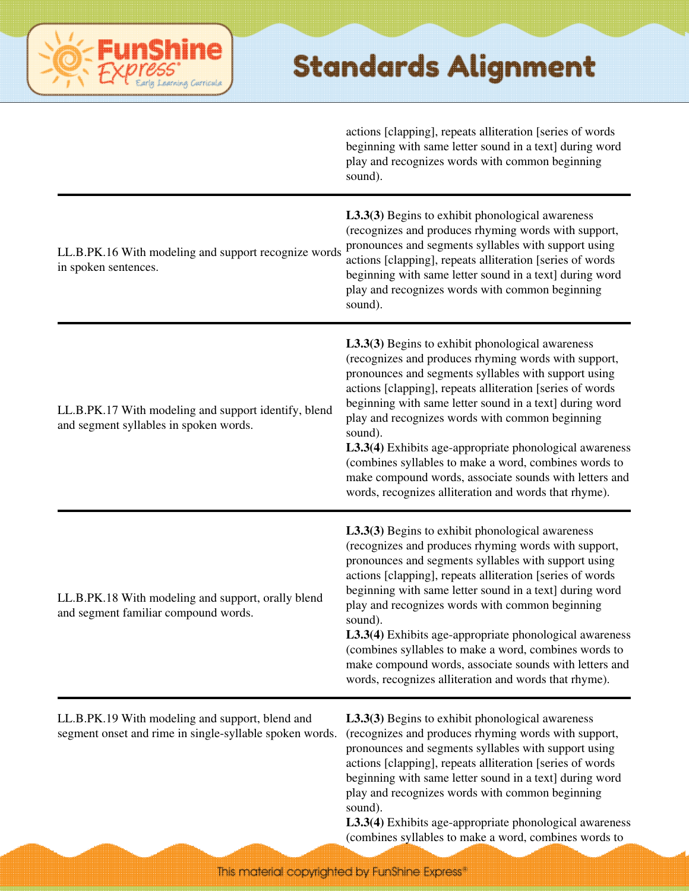| | |
|---|---|
| | actions [clapping], repeats alliteration [series of words beginning with same letter sound in a text] during word play and recognizes words with common beginning sound). |
| LL.B.PK.16 With modeling and support recognize words in spoken sentences. | **L3.3(3)** Begins to exhibit phonological awareness (recognizes and produces rhyming words with support, pronounces and segments syllables with support using actions [clapping], repeats alliteration [series of words beginning with same letter sound in a text] during word play and recognizes words with common beginning sound). |
| LL.B.PK.17 With modeling and support identify, blend and segment syllables in spoken words. | **L3.3(3)** Begins to exhibit phonological awareness (recognizes and produces rhyming words with support, pronounces and segments syllables with support using actions [clapping], repeats alliteration [series of words beginning with same letter sound in a text] during word play and recognizes words with common beginning sound).<br>**L3.3(4)** Exhibits age-appropriate phonological awareness (combines syllables to make a word, combines words to make compound words, associate sounds with letters and words, recognizes alliteration and words that rhyme). |
| LL.B.PK.18 With modeling and support, orally blend and segment familiar compound words. | **L3.3(3)** Begins to exhibit phonological awareness (recognizes and produces rhyming words with support, pronounces and segments syllables with support using actions [clapping], repeats alliteration [series of words beginning with same letter sound in a text] during word play and recognizes words with common beginning sound).<br>**L3.3(4)** Exhibits age-appropriate phonological awareness (combines syllables to make a word, combines words to make compound words, associate sounds with letters and words, recognizes alliteration and words that rhyme). |
| LL.B.PK.19 With modeling and support, blend and segment onset and rime in single-syllable spoken words. | **L3.3(3)** Begins to exhibit phonological awareness (recognizes and produces rhyming words with support, pronounces and segments syllables with support using actions [clapping], repeats alliteration [series of words beginning with same letter sound in a text] during word play and recognizes words with common beginning sound).<br>**L3.3(4)** Exhibits age-appropriate phonological awareness (combines syllables to make a word, combines words to |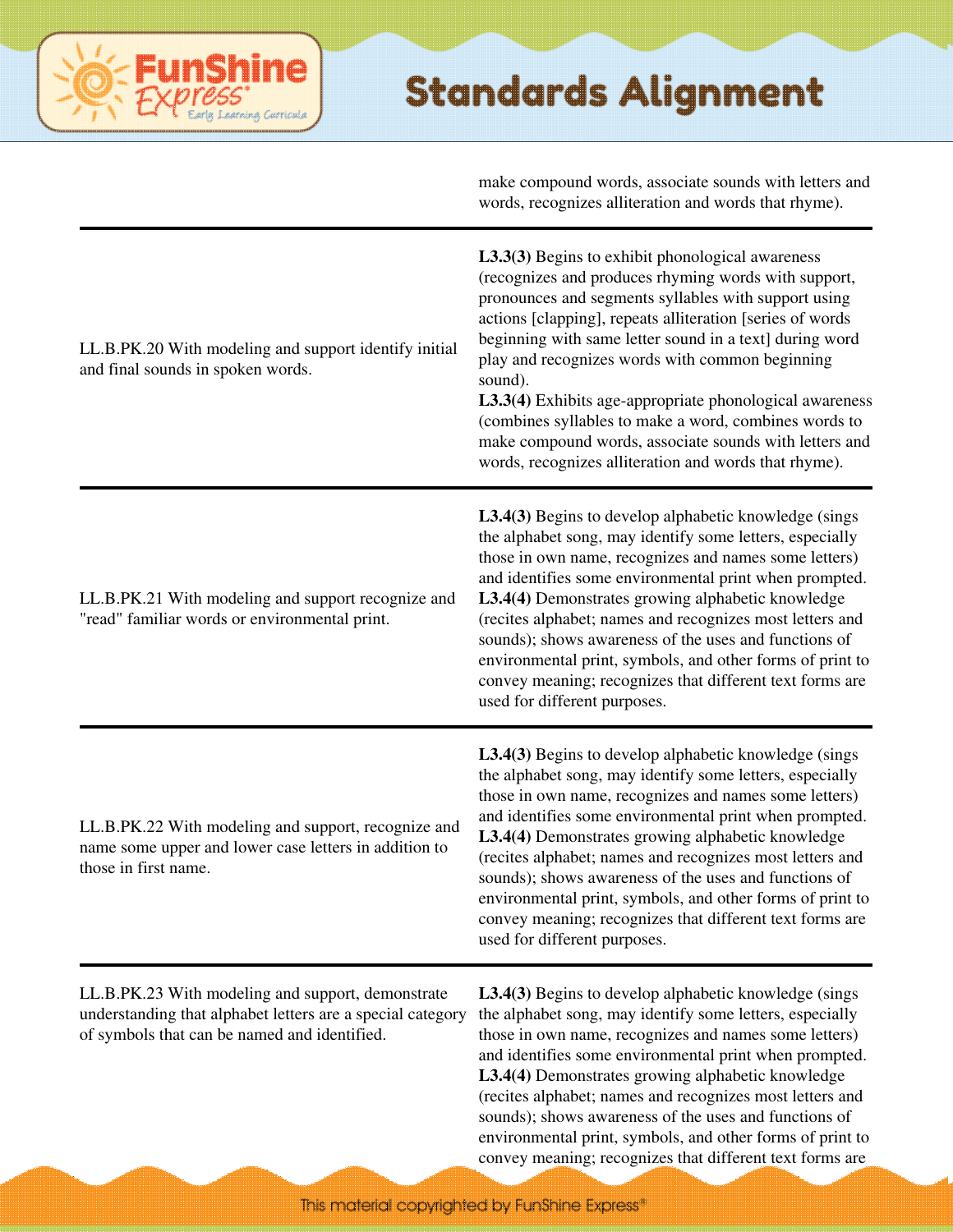| | |
|---|---|
| | make compound words, associate sounds with letters and words, recognizes alliteration and words that rhyme). |
| LL.B.PK.20 With modeling and support identify initial and final sounds in spoken words. | **L3.3(3)** Begins to exhibit phonological awareness (recognizes and produces rhyming words with support, pronounces and segments syllables with support using actions [clapping], repeats alliteration [series of words beginning with same letter sound in a text] during word play and recognizes words with common beginning sound).<br>**L3.3(4)** Exhibits age-appropriate phonological awareness (combines syllables to make a word, combines words to make compound words, associate sounds with letters and words, recognizes alliteration and words that rhyme). |
| LL.B.PK.21 With modeling and support recognize and "read" familiar words or environmental print. | **L3.4(3)** Begins to develop alphabetic knowledge (sings the alphabet song, may identify some letters, especially those in own name, recognizes and names some letters) and identifies some environmental print when prompted.<br>**L3.4(4)** Demonstrates growing alphabetic knowledge (recites alphabet; names and recognizes most letters and sounds); shows awareness of the uses and functions of environmental print, symbols, and other forms of print to convey meaning; recognizes that different text forms are used for different purposes. |
| LL.B.PK.22 With modeling and support, recognize and name some upper and lower case letters in addition to those in first name. | **L3.4(3)** Begins to develop alphabetic knowledge (sings the alphabet song, may identify some letters, especially those in own name, recognizes and names some letters) and identifies some environmental print when prompted.<br>**L3.4(4)** Demonstrates growing alphabetic knowledge (recites alphabet; names and recognizes most letters and sounds); shows awareness of the uses and functions of environmental print, symbols, and other forms of print to convey meaning; recognizes that different text forms are used for different purposes. |
| LL.B.PK.23 With modeling and support, demonstrate understanding that alphabet letters are a special category of symbols that can be named and identified. | **L3.4(3)** Begins to develop alphabetic knowledge (sings the alphabet song, may identify some letters, especially those in own name, recognizes and names some letters) and identifies some environmental print when prompted.<br>**L3.4(4)** Demonstrates growing alphabetic knowledge (recites alphabet; names and recognizes most letters and sounds); shows awareness of the uses and functions of environmental print, symbols, and other forms of print to convey meaning; recognizes that different text forms are |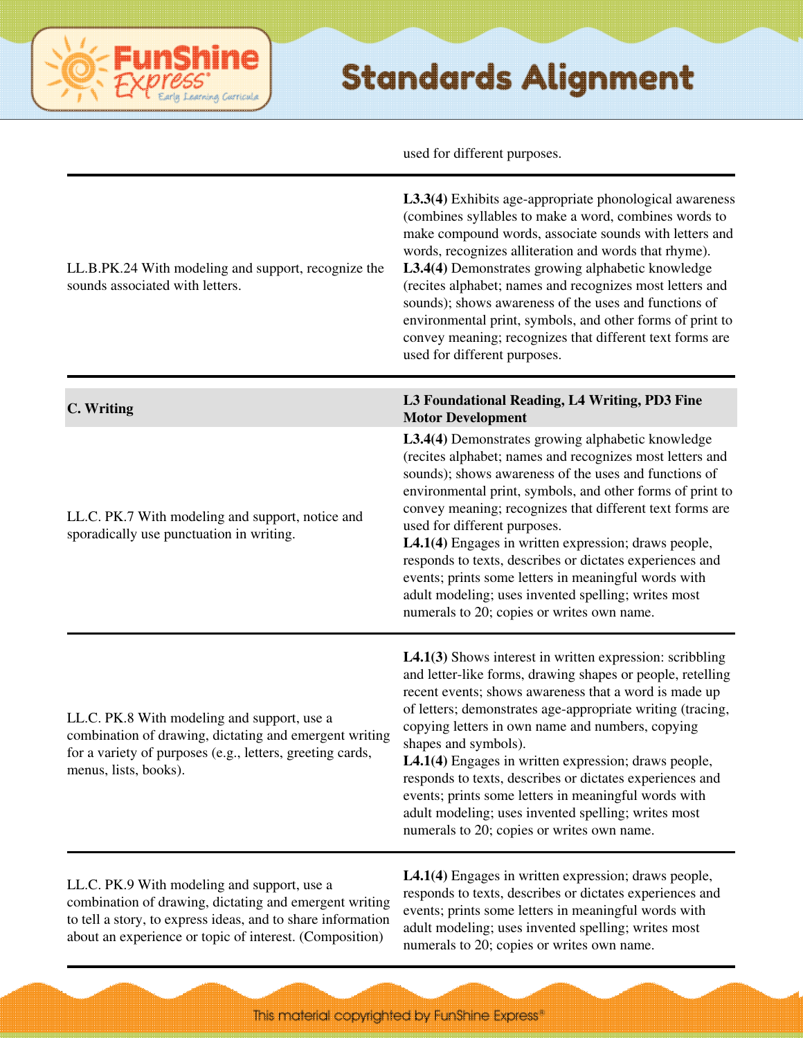| | |
|---|---|
| | used for different purposes. |
| LL.B.PK.24 With modeling and support, recognize the sounds associated with letters. | **L3.3(4)** Exhibits age-appropriate phonological awareness (combines syllables to make a word, combines words to make compound words, associate sounds with letters and words, recognizes alliteration and words that rhyme).<br>**L3.4(4)** Demonstrates growing alphabetic knowledge (recites alphabet; names and recognizes most letters and sounds); shows awareness of the uses and functions of environmental print, symbols, and other forms of print to convey meaning; recognizes that different text forms are used for different purposes. |
| **C. Writing** | **L3 Foundational Reading, L4 Writing, PD3 Fine Motor Development** |
| LL.C. PK.7 With modeling and support, notice and sporadically use punctuation in writing. | **L3.4(4)** Demonstrates growing alphabetic knowledge (recites alphabet; names and recognizes most letters and sounds); shows awareness of the uses and functions of environmental print, symbols, and other forms of print to convey meaning; recognizes that different text forms are used for different purposes.<br>**L4.1(4)** Engages in written expression; draws people, responds to texts, describes or dictates experiences and events; prints some letters in meaningful words with adult modeling; uses invented spelling; writes most numerals to 20; copies or writes own name. |
| LL.C. PK.8 With modeling and support, use a combination of drawing, dictating and emergent writing for a variety of purposes (e.g., letters, greeting cards, menus, lists, books). | **L4.1(3)** Shows interest in written expression: scribbling and letter-like forms, drawing shapes or people, retelling recent events; shows awareness that a word is made up of letters; demonstrates age-appropriate writing (tracing, copying letters in own name and numbers, copying shapes and symbols).<br>**L4.1(4)** Engages in written expression; draws people, responds to texts, describes or dictates experiences and events; prints some letters in meaningful words with adult modeling; uses invented spelling; writes most numerals to 20; copies or writes own name. |
| LL.C. PK.9 With modeling and support, use a combination of drawing, dictating and emergent writing to tell a story, to express ideas, and to share information about an experience or topic of interest. (Composition) | **L4.1(4)** Engages in written expression; draws people, responds to texts, describes or dictates experiences and events; prints some letters in meaningful words with adult modeling; uses invented spelling; writes most numerals to 20; copies or writes own name. |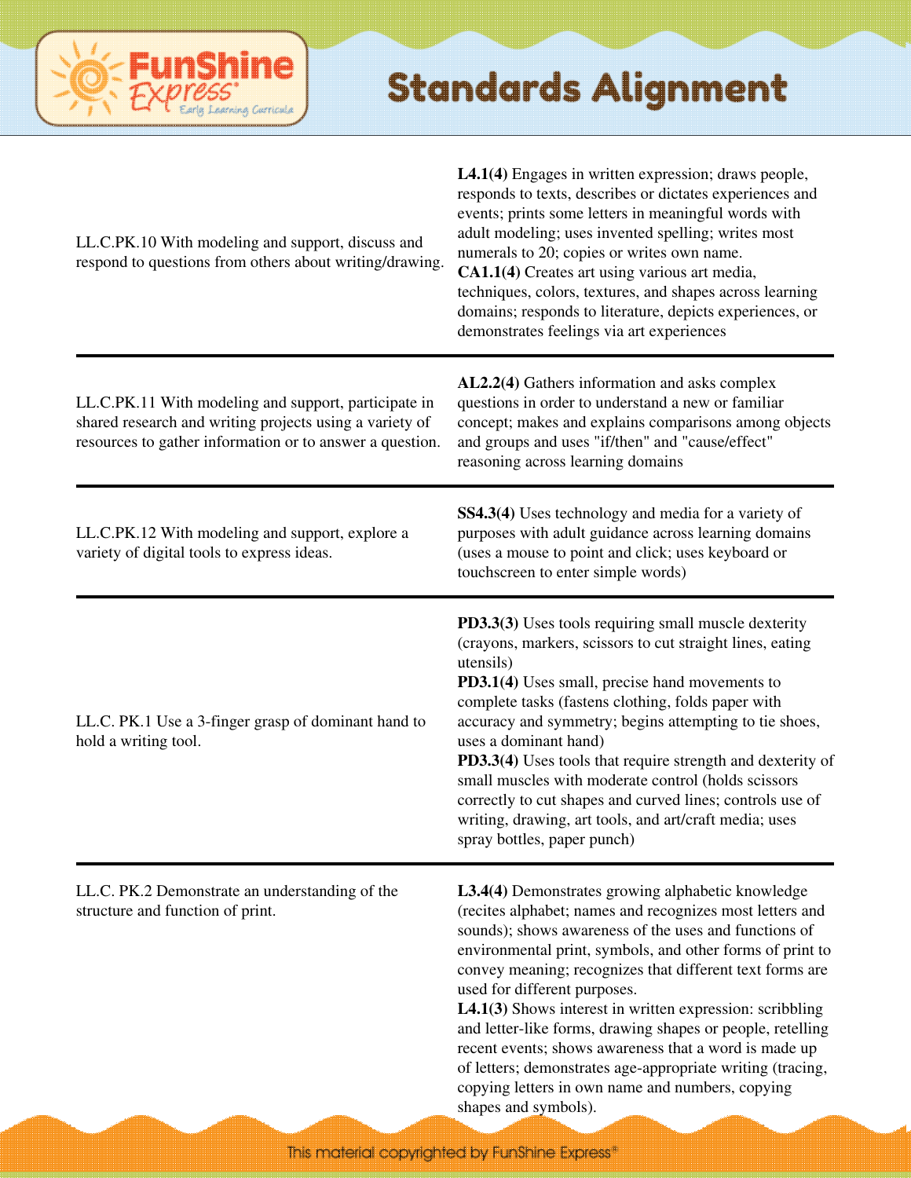| | |
|---|---|
| LL.C.PK.10 With modeling and support, discuss and respond to questions from others about writing/drawing. | **L4.1(4)** Engages in written expression; draws people, responds to texts, describes or dictates experiences and events; prints some letters in meaningful words with adult modeling; uses invented spelling; writes most numerals to 20; copies or writes own name.<br>**CA1.1(4)** Creates art using various art media, techniques, colors, textures, and shapes across learning domains; responds to literature, depicts experiences, or demonstrates feelings via art experiences |
| LL.C.PK.11 With modeling and support, participate in shared research and writing projects using a variety of resources to gather information or to answer a question. | **AL2.2(4)** Gathers information and asks complex questions in order to understand a new or familiar concept; makes and explains comparisons among objects and groups and uses "if/then" and "cause/effect" reasoning across learning domains |
| LL.C.PK.12 With modeling and support, explore a variety of digital tools to express ideas. | **SS4.3(4)** Uses technology and media for a variety of purposes with adult guidance across learning domains (uses a mouse to point and click; uses keyboard or touchscreen to enter simple words) |
| LL.C. PK.1 Use a 3-finger grasp of dominant hand to hold a writing tool. | **PD3.3(3)** Uses tools requiring small muscle dexterity (crayons, markers, scissors to cut straight lines, eating utensils)<br>**PD3.1(4)** Uses small, precise hand movements to complete tasks (fastens clothing, folds paper with accuracy and symmetry; begins attempting to tie shoes, uses a dominant hand)<br>**PD3.3(4)** Uses tools that require strength and dexterity of small muscles with moderate control (holds scissors correctly to cut shapes and curved lines; controls use of writing, drawing, art tools, and art/craft media; uses spray bottles, paper punch) |
| LL.C. PK.2 Demonstrate an understanding of the structure and function of print. | **L3.4(4)** Demonstrates growing alphabetic knowledge (recites alphabet; names and recognizes most letters and sounds); shows awareness of the uses and functions of environmental print, symbols, and other forms of print to convey meaning; recognizes that different text forms are used for different purposes.<br>**L4.1(3)** Shows interest in written expression: scribbling and letter-like forms, drawing shapes or people, retelling recent events; shows awareness that a word is made up of letters; demonstrates age-appropriate writing (tracing, copying letters in own name and numbers, copying shapes and symbols). |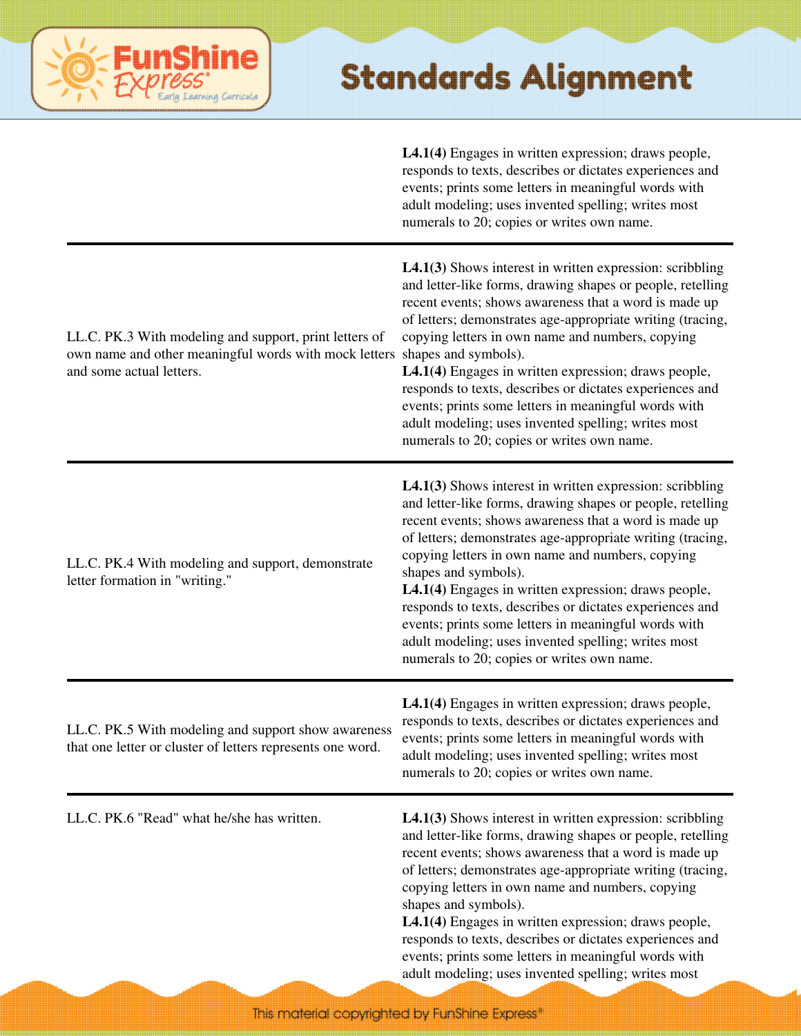## Standards Alignment

| | |
|---|---|
| | **L4.1(4)** Engages in written expression; draws people, responds to texts, describes or dictates experiences and events; prints some letters in meaningful words with adult modeling; uses invented spelling; writes most numerals to 20; copies or writes own name. |
| LL.C. PK.3 With modeling and support, print letters of own name and other meaningful words with mock letters and some actual letters. | **L4.1(3)** Shows interest in written expression: scribbling and letter-like forms, drawing shapes or people, retelling recent events; shows awareness that a word is made up of letters; demonstrates age-appropriate writing (tracing, copying letters in own name and numbers, copying shapes and symbols). **L4.1(4)** Engages in written expression; draws people, responds to texts, describes or dictates experiences and events; prints some letters in meaningful words with adult modeling; uses invented spelling; writes most numerals to 20; copies or writes own name. |
| LL.C. PK.4 With modeling and support, demonstrate letter formation in "writing." | **L4.1(3)** Shows interest in written expression: scribbling and letter-like forms, drawing shapes or people, retelling recent events; shows awareness that a word is made up of letters; demonstrates age-appropriate writing (tracing, copying letters in own name and numbers, copying shapes and symbols). **L4.1(4)** Engages in written expression; draws people, responds to texts, describes or dictates experiences and events; prints some letters in meaningful words with adult modeling; uses invented spelling; writes most numerals to 20; copies or writes own name. |
| LL.C. PK.5 With modeling and support show awareness that one letter or cluster of letters represents one word. | **L4.1(4)** Engages in written expression; draws people, responds to texts, describes or dictates experiences and events; prints some letters in meaningful words with adult modeling; uses invented spelling; writes most numerals to 20; copies or writes own name. |
| LL.C. PK.6 "Read" what he/she has written. | **L4.1(3)** Shows interest in written expression: scribbling and letter-like forms, drawing shapes or people, retelling recent events; shows awareness that a word is made up of letters; demonstrates age-appropriate writing (tracing, copying letters in own name and numbers, copying shapes and symbols). **L4.1(4)** Engages in written expression; draws people, responds to texts, describes or dictates experiences and events; prints some letters in meaningful words with adult modeling; uses invented spelling; writes most |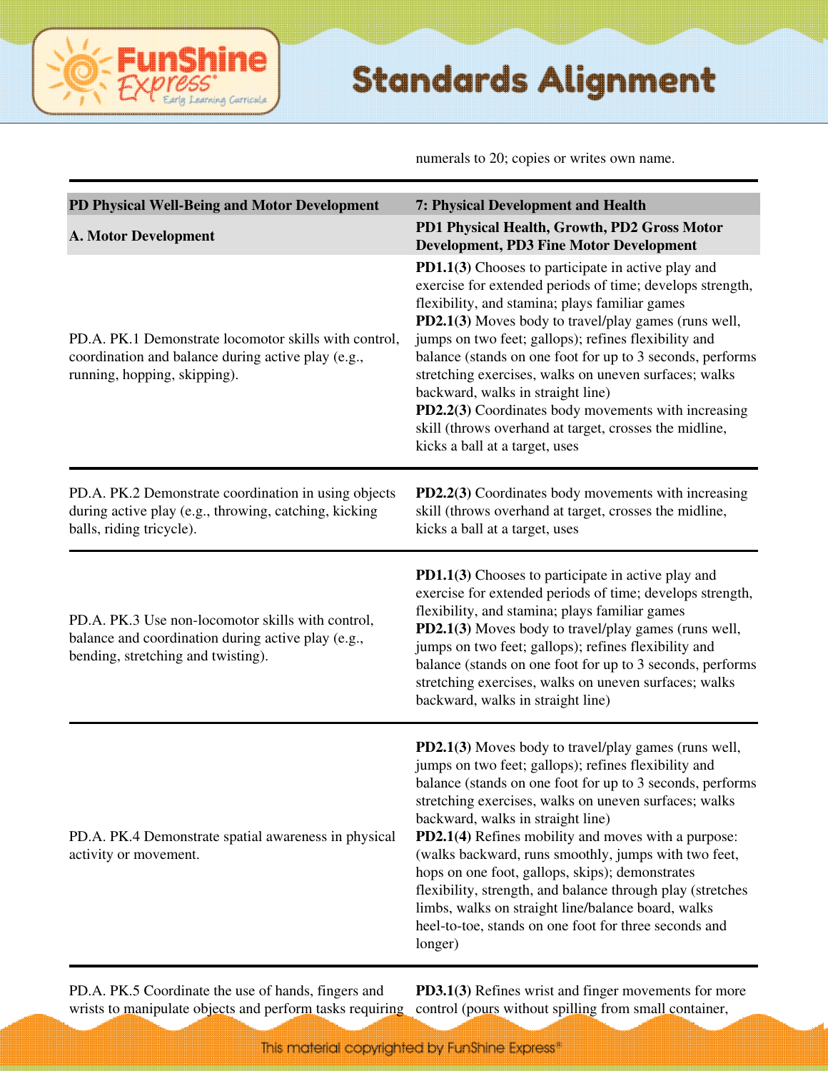| | numerals to 20; copies or writes own name. |
|---|---|
| **PD Physical Well-Being and Motor Development** | **7: Physical Development and Health** |
| **A. Motor Development** | **PD1 Physical Health, Growth, PD2 Gross Motor Development, PD3 Fine Motor Development** |
| PD.A. PK.1 Demonstrate locomotor skills with control, coordination and balance during active play (e.g., running, hopping, skipping). | **PD1.1(3)** Chooses to participate in active play and exercise for extended periods of time; develops strength, flexibility, and stamina; plays familiar games<br>**PD2.1(3)** Moves body to travel/play games (runs well, jumps on two feet; gallops); refines flexibility and balance (stands on one foot for up to 3 seconds, performs stretching exercises, walks on uneven surfaces; walks backward, walks in straight line)<br>**PD2.2(3)** Coordinates body movements with increasing skill (throws overhand at target, crosses the midline, kicks a ball at a target, uses |
| PD.A. PK.2 Demonstrate coordination in using objects during active play (e.g., throwing, catching, kicking balls, riding tricycle). | **PD2.2(3)** Coordinates body movements with increasing skill (throws overhand at target, crosses the midline, kicks a ball at a target, uses |
| PD.A. PK.3 Use non-locomotor skills with control, balance and coordination during active play (e.g., bending, stretching and twisting). | **PD1.1(3)** Chooses to participate in active play and exercise for extended periods of time; develops strength, flexibility, and stamina; plays familiar games<br>**PD2.1(3)** Moves body to travel/play games (runs well, jumps on two feet; gallops); refines flexibility and balance (stands on one foot for up to 3 seconds, performs stretching exercises, walks on uneven surfaces; walks backward, walks in straight line) |
| PD.A. PK.4 Demonstrate spatial awareness in physical activity or movement. | **PD2.1(3)** Moves body to travel/play games (runs well, jumps on two feet; gallops); refines flexibility and balance (stands on one foot for up to 3 seconds, performs stretching exercises, walks on uneven surfaces; walks backward, walks in straight line)<br>**PD2.1(4)** Refines mobility and moves with a purpose: (walks backward, runs smoothly, jumps with two feet, hops on one foot, gallops, skips); demonstrates flexibility, strength, and balance through play (stretches limbs, walks on straight line/balance board, walks heel-to-toe, stands on one foot for three seconds and longer) |
| PD.A. PK.5 Coordinate the use of hands, fingers and wrists to manipulate objects and perform tasks requiring | **PD3.1(3)** Refines wrist and finger movements for more control (pours without spilling from small container, |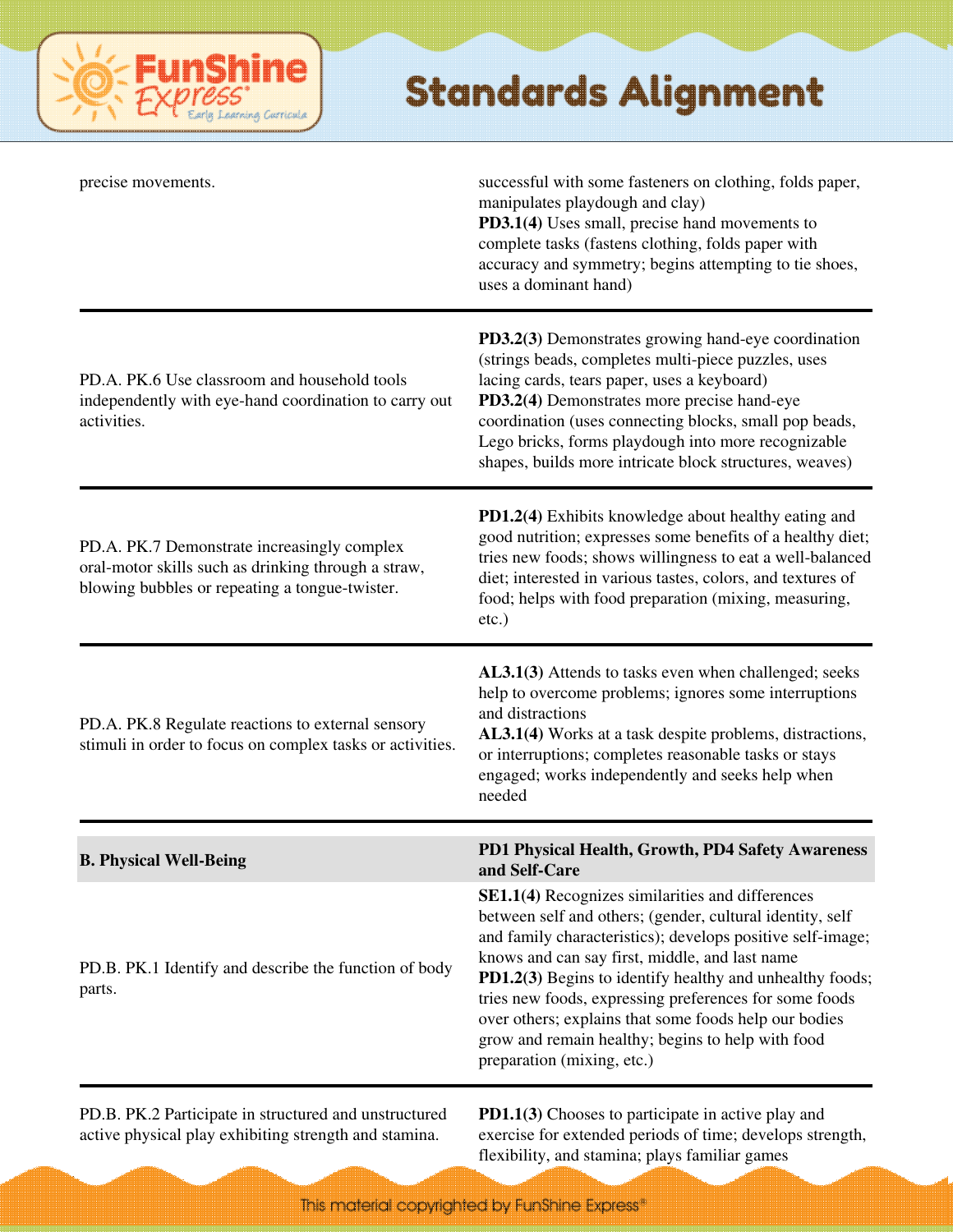| | |
|---|---|
| precise movements. | successful with some fasteners on clothing, folds paper, manipulates playdough and clay) **PD3.1(4)** Uses small, precise hand movements to complete tasks (fastens clothing, folds paper with accuracy and symmetry; begins attempting to tie shoes, uses a dominant hand) |
| PD.A. PK.6 Use classroom and household tools independently with eye-hand coordination to carry out activities. | **PD3.2(3)** Demonstrates growing hand-eye coordination (strings beads, completes multi-piece puzzles, uses lacing cards, tears paper, uses a keyboard) **PD3.2(4)** Demonstrates more precise hand-eye coordination (uses connecting blocks, small pop beads, Lego bricks, forms playdough into more recognizable shapes, builds more intricate block structures, weaves) |
| PD.A. PK.7 Demonstrate increasingly complex oral-motor skills such as drinking through a straw, blowing bubbles or repeating a tongue-twister. | **PD1.2(4)** Exhibits knowledge about healthy eating and good nutrition; expresses some benefits of a healthy diet; tries new foods; shows willingness to eat a well-balanced diet; interested in various tastes, colors, and textures of food; helps with food preparation (mixing, measuring, etc.) |
| PD.A. PK.8 Regulate reactions to external sensory stimuli in order to focus on complex tasks or activities. | **AL3.1(3)** Attends to tasks even when challenged; seeks help to overcome problems; ignores some interruptions and distractions **AL3.1(4)** Works at a task despite problems, distractions, or interruptions; completes reasonable tasks or stays engaged; works independently and seeks help when needed |
| **B. Physical Well-Being** | **PD1 Physical Health, Growth, PD4 Safety Awareness and Self-Care** |
| PD.B. PK.1 Identify and describe the function of body parts. | **SE1.1(4)** Recognizes similarities and differences between self and others; (gender, cultural identity, self and family characteristics); develops positive self-image; knows and can say first, middle, and last name **PD1.2(3)** Begins to identify healthy and unhealthy foods; tries new foods, expressing preferences for some foods over others; explains that some foods help our bodies grow and remain healthy; begins to help with food preparation (mixing, etc.) |
| PD.B. PK.2 Participate in structured and unstructured active physical play exhibiting strength and stamina. | **PD1.1(3)** Chooses to participate in active play and exercise for extended periods of time; develops strength, flexibility, and stamina; plays familiar games |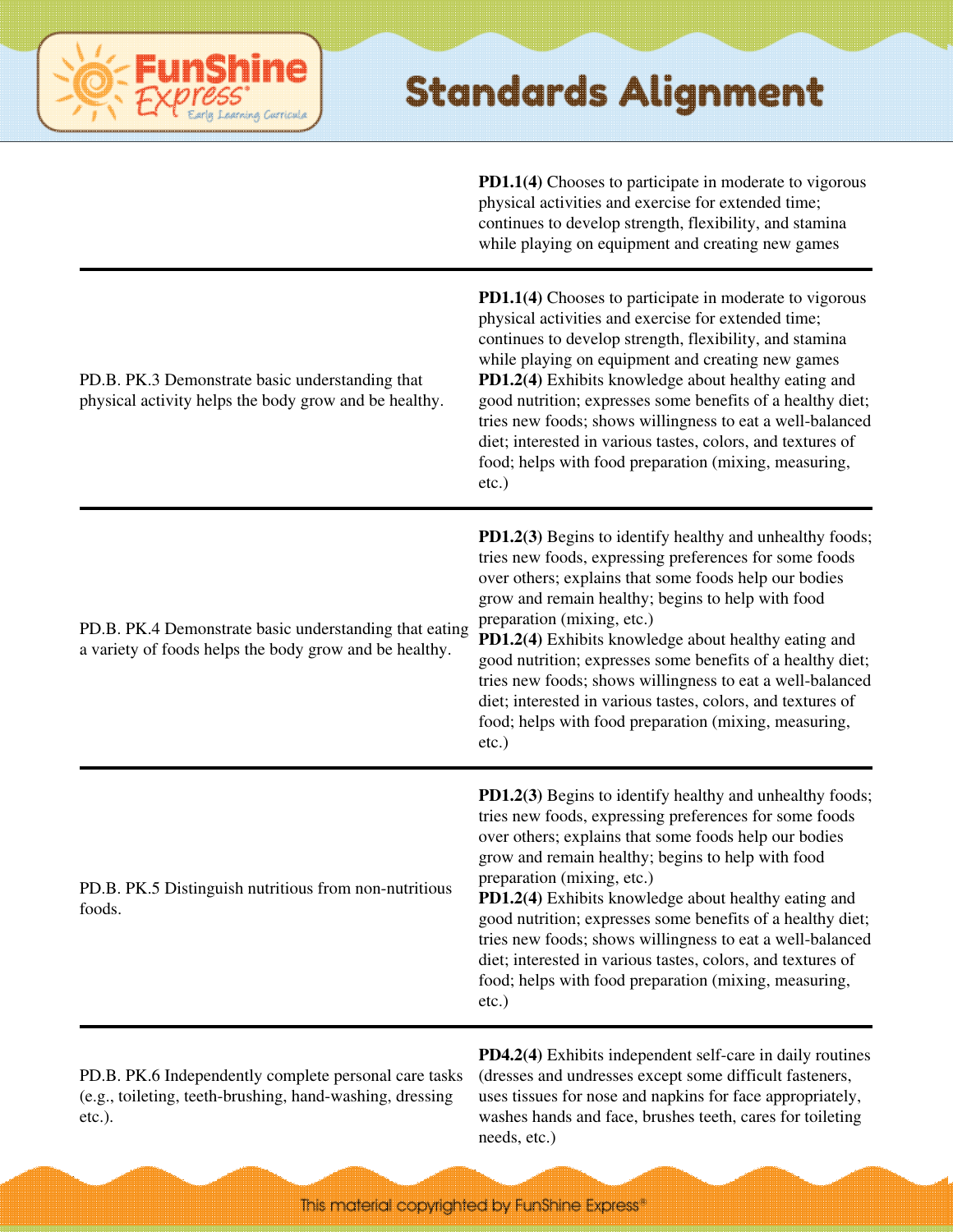| | |
|---|---|
| | **PD1.1(4)** Chooses to participate in moderate to vigorous physical activities and exercise for extended time; continues to develop strength, flexibility, and stamina while playing on equipment and creating new games |
| PD.B. PK.3 Demonstrate basic understanding that physical activity helps the body grow and be healthy. | **PD1.1(4)** Chooses to participate in moderate to vigorous physical activities and exercise for extended time; continues to develop strength, flexibility, and stamina while playing on equipment and creating new games<br>**PD1.2(4)** Exhibits knowledge about healthy eating and good nutrition; expresses some benefits of a healthy diet; tries new foods; shows willingness to eat a well-balanced diet; interested in various tastes, colors, and textures of food; helps with food preparation (mixing, measuring, etc.) |
| PD.B. PK.4 Demonstrate basic understanding that eating a variety of foods helps the body grow and be healthy. | **PD1.2(3)** Begins to identify healthy and unhealthy foods; tries new foods, expressing preferences for some foods over others; explains that some foods help our bodies grow and remain healthy; begins to help with food preparation (mixing, etc.)<br>**PD1.2(4)** Exhibits knowledge about healthy eating and good nutrition; expresses some benefits of a healthy diet; tries new foods; shows willingness to eat a well-balanced diet; interested in various tastes, colors, and textures of food; helps with food preparation (mixing, measuring, etc.) |
| PD.B. PK.5 Distinguish nutritious from non-nutritious foods. | **PD1.2(3)** Begins to identify healthy and unhealthy foods; tries new foods, expressing preferences for some foods over others; explains that some foods help our bodies grow and remain healthy; begins to help with food preparation (mixing, etc.)<br>**PD1.2(4)** Exhibits knowledge about healthy eating and good nutrition; expresses some benefits of a healthy diet; tries new foods; shows willingness to eat a well-balanced diet; interested in various tastes, colors, and textures of food; helps with food preparation (mixing, measuring, etc.) |
| PD.B. PK.6 Independently complete personal care tasks (e.g., toileting, teeth-brushing, hand-washing, dressing etc.). | **PD4.2(4)** Exhibits independent self-care in daily routines (dresses and undresses except some difficult fasteners, uses tissues for nose and napkins for face appropriately, washes hands and face, brushes teeth, cares for toileting needs, etc.) |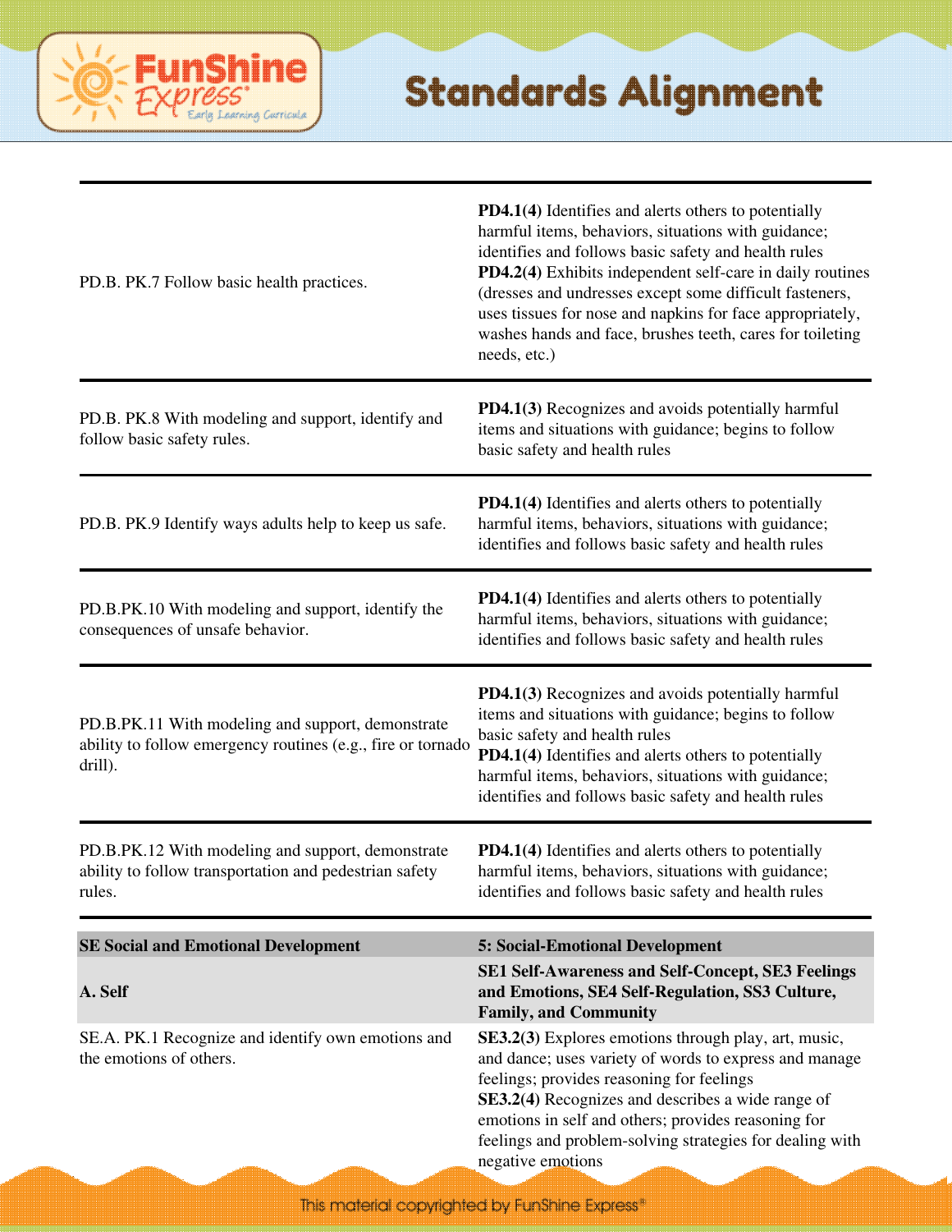| | |
|---|---|
| PD.B. PK.7 Follow basic health practices. | **PD4.1(4)** Identifies and alerts others to potentially harmful items, behaviors, situations with guidance; identifies and follows basic safety and health rules<br>**PD4.2(4)** Exhibits independent self-care in daily routines (dresses and undresses except some difficult fasteners, uses tissues for nose and napkins for face appropriately, washes hands and face, brushes teeth, cares for toileting needs, etc.) |
| PD.B. PK.8 With modeling and support, identify and follow basic safety rules. | **PD4.1(3)** Recognizes and avoids potentially harmful items and situations with guidance; begins to follow basic safety and health rules |
| PD.B. PK.9 Identify ways adults help to keep us safe. | **PD4.1(4)** Identifies and alerts others to potentially harmful items, behaviors, situations with guidance; identifies and follows basic safety and health rules |
| PD.B.PK.10 With modeling and support, identify the consequences of unsafe behavior. | **PD4.1(4)** Identifies and alerts others to potentially harmful items, behaviors, situations with guidance; identifies and follows basic safety and health rules |
| PD.B.PK.11 With modeling and support, demonstrate ability to follow emergency routines (e.g., fire or tornado drill). | **PD4.1(3)** Recognizes and avoids potentially harmful items and situations with guidance; begins to follow basic safety and health rules<br>**PD4.1(4)** Identifies and alerts others to potentially harmful items, behaviors, situations with guidance; identifies and follows basic safety and health rules |
| PD.B.PK.12 With modeling and support, demonstrate ability to follow transportation and pedestrian safety rules. | **PD4.1(4)** Identifies and alerts others to potentially harmful items, behaviors, situations with guidance; identifies and follows basic safety and health rules |
| **SE Social and Emotional Development** | **5: Social-Emotional Development** |
| **A. Self** | **SE1 Self-Awareness and Self-Concept, SE3 Feelings and Emotions, SE4 Self-Regulation, SS3 Culture, Family, and Community** |
| SE.A. PK.1 Recognize and identify own emotions and the emotions of others. | **SE3.2(3)** Explores emotions through play, art, music, and dance; uses variety of words to express and manage feelings; provides reasoning for feelings<br>**SE3.2(4)** Recognizes and describes a wide range of emotions in self and others; provides reasoning for feelings and problem-solving strategies for dealing with negative emotions |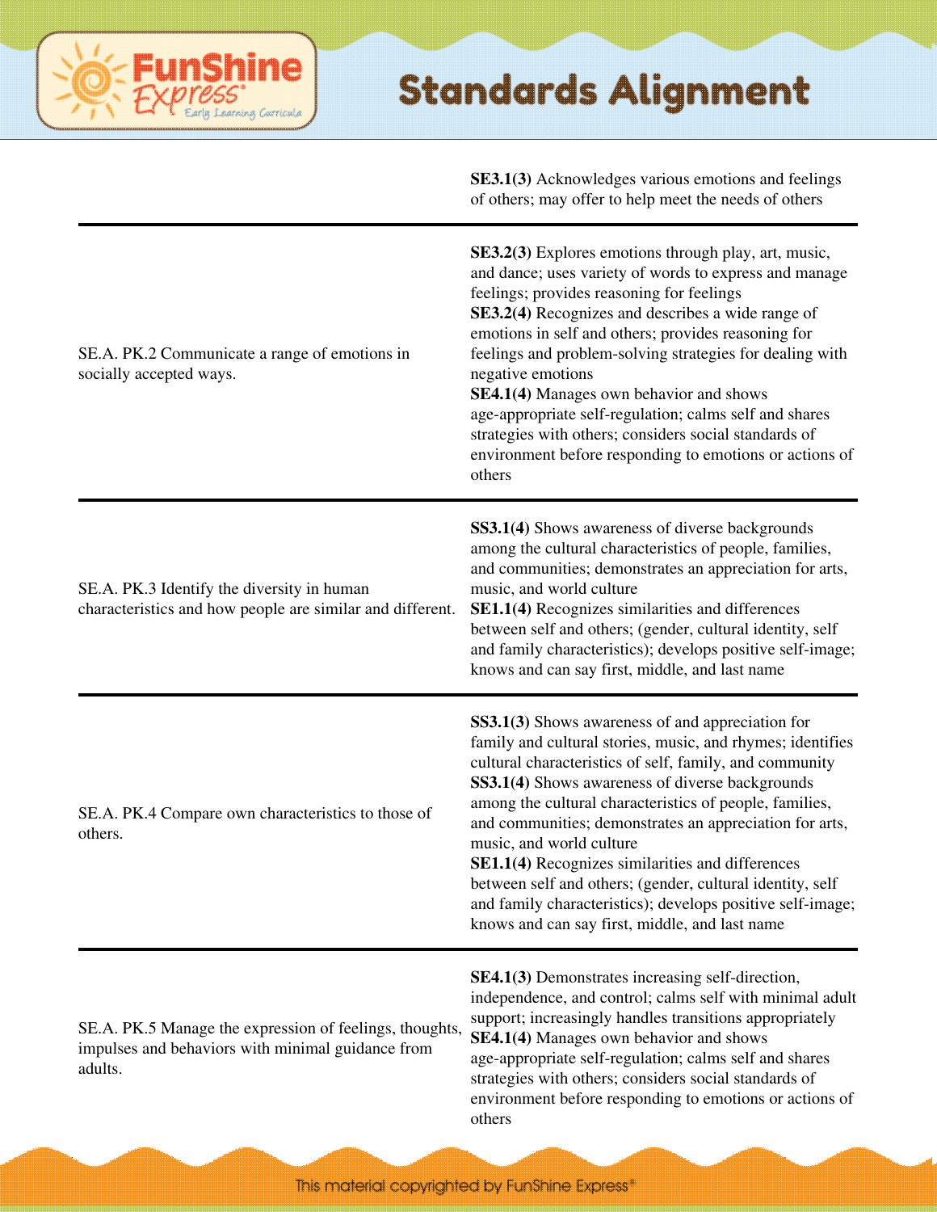| | |
|---|---|
| | **SE3.1(3)** Acknowledges various emotions and feelings of others; may offer to help meet the needs of others |
| SE.A. PK.2 Communicate a range of emotions in socially accepted ways. | **SE3.2(3)** Explores emotions through play, art, music, and dance; uses variety of words to express and manage feelings; provides reasoning for feelings<br>**SE3.2(4)** Recognizes and describes a wide range of emotions in self and others; provides reasoning for feelings and problem-solving strategies for dealing with negative emotions<br>**SE4.1(4)** Manages own behavior and shows age-appropriate self-regulation; calms self and shares strategies with others; considers social standards of environment before responding to emotions or actions of others |
| SE.A. PK.3 Identify the diversity in human characteristics and how people are similar and different. | **SS3.1(4)** Shows awareness of diverse backgrounds among the cultural characteristics of people, families, and communities; demonstrates an appreciation for arts, music, and world culture<br>**SE1.1(4)** Recognizes similarities and differences between self and others; (gender, cultural identity, self and family characteristics); develops positive self-image; knows and can say first, middle, and last name |
| SE.A. PK.4 Compare own characteristics to those of others. | **SS3.1(3)** Shows awareness of and appreciation for family and cultural stories, music, and rhymes; identifies cultural characteristics of self, family, and community<br>**SS3.1(4)** Shows awareness of diverse backgrounds among the cultural characteristics of people, families, and communities; demonstrates an appreciation for arts, music, and world culture<br>**SE1.1(4)** Recognizes similarities and differences between self and others; (gender, cultural identity, self and family characteristics); develops positive self-image; knows and can say first, middle, and last name |
| SE.A. PK.5 Manage the expression of feelings, thoughts, impulses and behaviors with minimal guidance from adults. | **SE4.1(3)** Demonstrates increasing self-direction, independence, and control; calms self with minimal adult support; increasingly handles transitions appropriately<br>**SE4.1(4)** Manages own behavior and shows age-appropriate self-regulation; calms self and shares strategies with others; considers social standards of environment before responding to emotions or actions of others |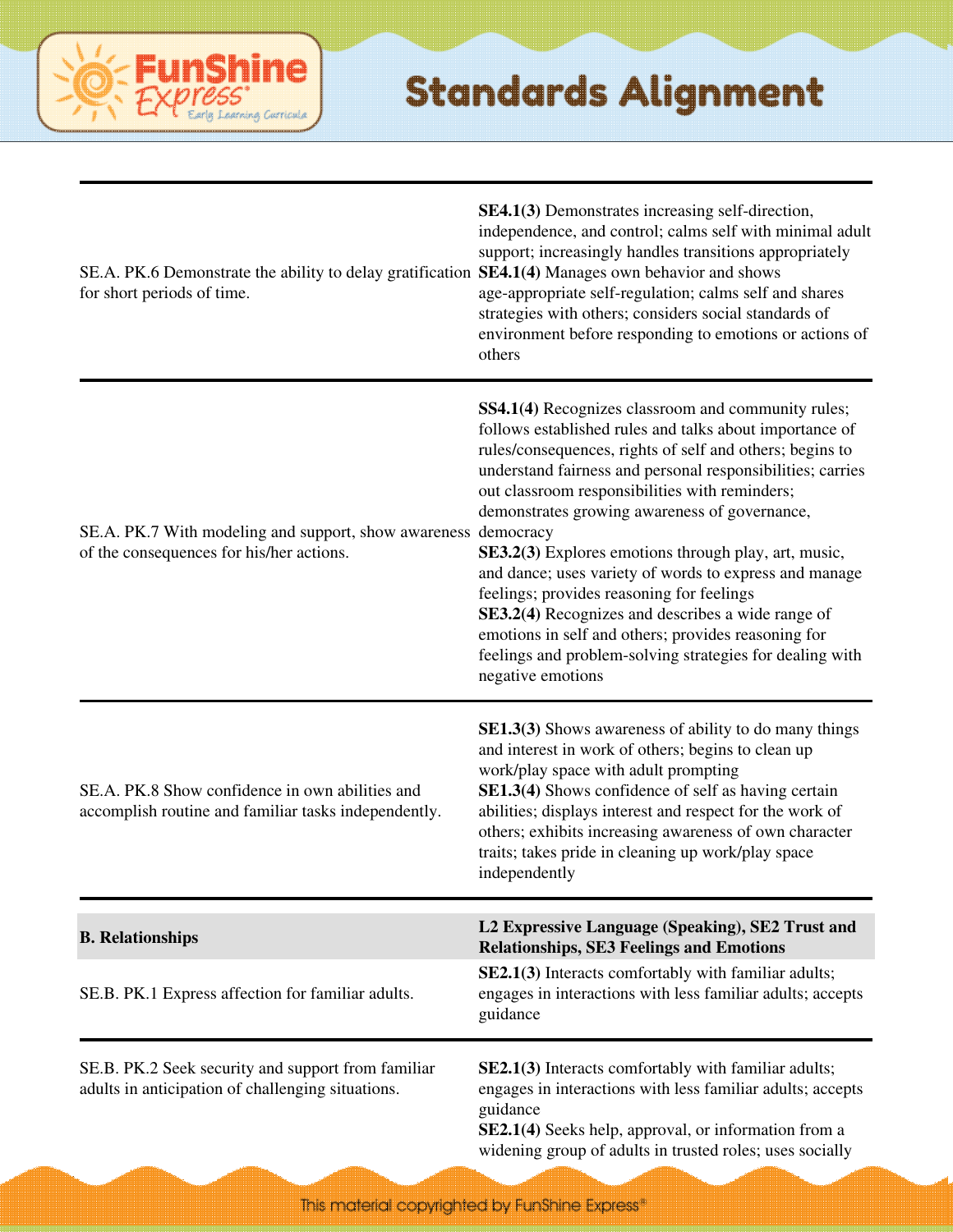| | |
|---|---|
| SE.A. PK.6 Demonstrate the ability to delay gratification for short periods of time. | **SE4.1(3)** Demonstrates increasing self-direction, independence, and control; calms self with minimal adult support; increasingly handles transitions appropriately<br>**SE4.1(4)** Manages own behavior and shows age-appropriate self-regulation; calms self and shares strategies with others; considers social standards of environment before responding to emotions or actions of others |
| SE.A. PK.7 With modeling and support, show awareness of the consequences for his/her actions. | **SS4.1(4)** Recognizes classroom and community rules; follows established rules and talks about importance of rules/consequences, rights of self and others; begins to understand fairness and personal responsibilities; carries out classroom responsibilities with reminders; demonstrates growing awareness of governance, democracy<br>**SE3.2(3)** Explores emotions through play, art, music, and dance; uses variety of words to express and manage feelings; provides reasoning for feelings<br>**SE3.2(4)** Recognizes and describes a wide range of emotions in self and others; provides reasoning for feelings and problem-solving strategies for dealing with negative emotions |
| SE.A. PK.8 Show confidence in own abilities and accomplish routine and familiar tasks independently. | **SE1.3(3)** Shows awareness of ability to do many things and interest in work of others; begins to clean up work/play space with adult prompting<br>**SE1.3(4)** Shows confidence of self as having certain abilities; displays interest and respect for the work of others; exhibits increasing awareness of own character traits; takes pride in cleaning up work/play space independently |
| **B. Relationships** | **L2 Expressive Language (Speaking), SE2 Trust and Relationships, SE3 Feelings and Emotions** |
| SE.B. PK.1 Express affection for familiar adults. | **SE2.1(3)** Interacts comfortably with familiar adults; engages in interactions with less familiar adults; accepts guidance |
| SE.B. PK.2 Seek security and support from familiar adults in anticipation of challenging situations. | **SE2.1(3)** Interacts comfortably with familiar adults; engages in interactions with less familiar adults; accepts guidance<br>**SE2.1(4)** Seeks help, approval, or information from a widening group of adults in trusted roles; uses socially |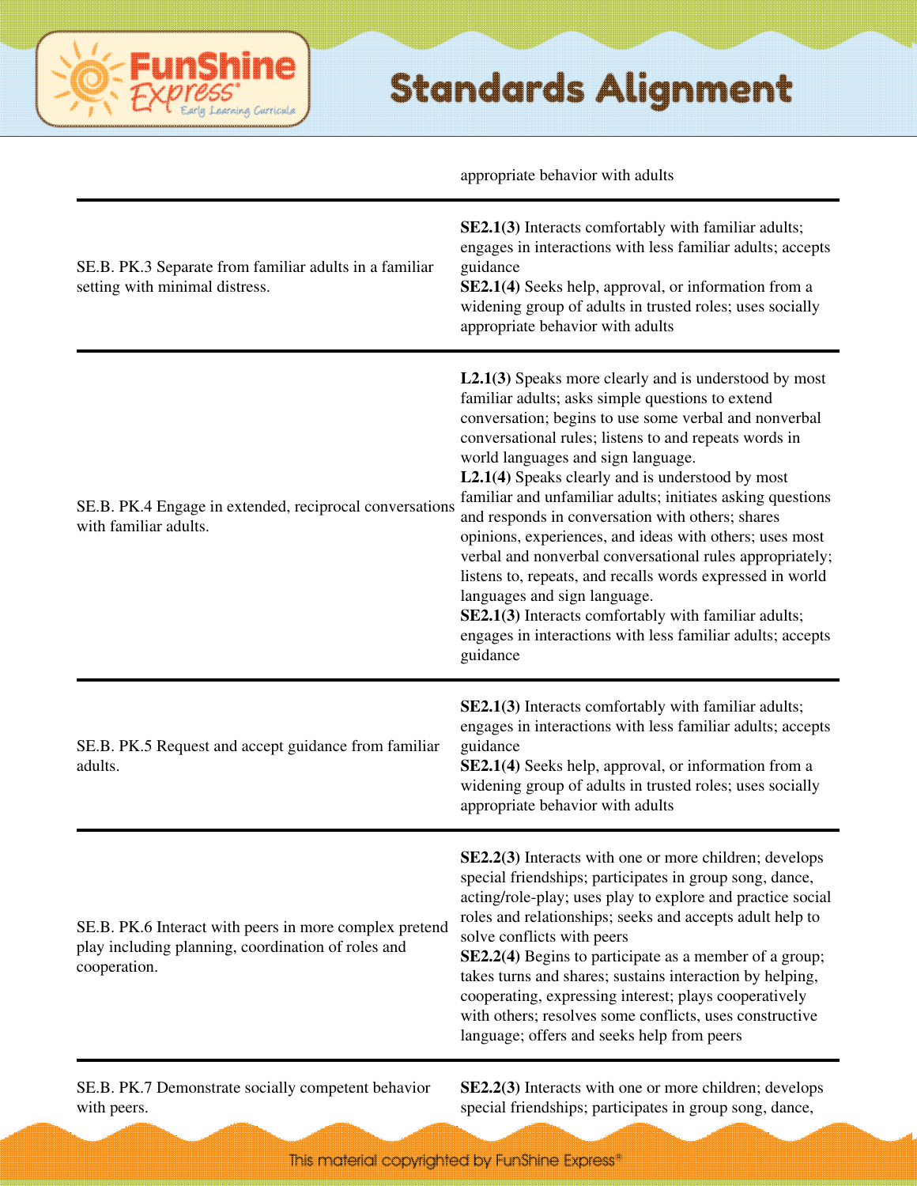| | |
|---|---|
| | appropriate behavior with adults |
| SE.B. PK.3 Separate from familiar adults in a familiar setting with minimal distress. | **SE2.1(3)** Interacts comfortably with familiar adults; engages in interactions with less familiar adults; accepts guidance<br>**SE2.1(4)** Seeks help, approval, or information from a widening group of adults in trusted roles; uses socially appropriate behavior with adults |
| SE.B. PK.4 Engage in extended, reciprocal conversations with familiar adults. | **L2.1(3)** Speaks more clearly and is understood by most familiar adults; asks simple questions to extend conversation; begins to use some verbal and nonverbal conversational rules; listens to and repeats words in world languages and sign language.<br>**L2.1(4)** Speaks clearly and is understood by most familiar and unfamiliar adults; initiates asking questions and responds in conversation with others; shares opinions, experiences, and ideas with others; uses most verbal and nonverbal conversational rules appropriately; listens to, repeats, and recalls words expressed in world languages and sign language.<br>**SE2.1(3)** Interacts comfortably with familiar adults; engages in interactions with less familiar adults; accepts guidance |
| SE.B. PK.5 Request and accept guidance from familiar adults. | **SE2.1(3)** Interacts comfortably with familiar adults; engages in interactions with less familiar adults; accepts guidance<br>**SE2.1(4)** Seeks help, approval, or information from a widening group of adults in trusted roles; uses socially appropriate behavior with adults |
| SE.B. PK.6 Interact with peers in more complex pretend play including planning, coordination of roles and cooperation. | **SE2.2(3)** Interacts with one or more children; develops special friendships; participates in group song, dance, acting/role-play; uses play to explore and practice social roles and relationships; seeks and accepts adult help to solve conflicts with peers<br>**SE2.2(4)** Begins to participate as a member of a group; takes turns and shares; sustains interaction by helping, cooperating, expressing interest; plays cooperatively with others; resolves some conflicts, uses constructive language; offers and seeks help from peers |
| SE.B. PK.7 Demonstrate socially competent behavior with peers. | **SE2.2(3)** Interacts with one or more children; develops special friendships; participates in group song, dance, |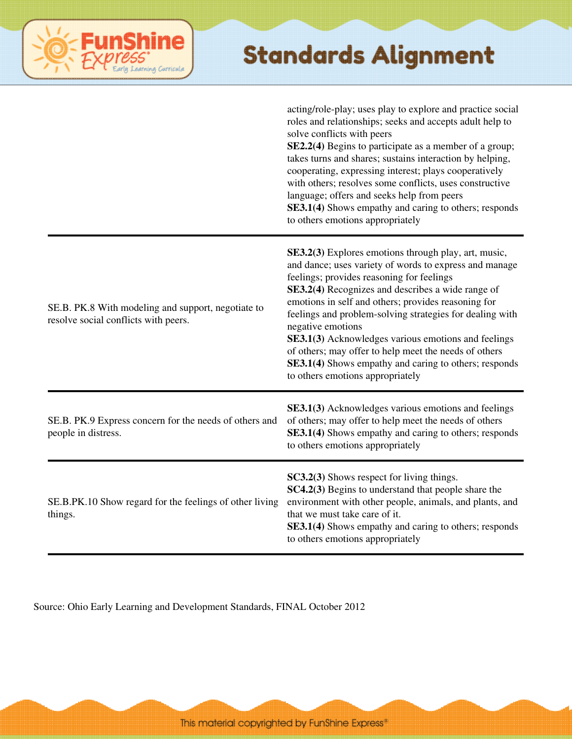| | |
|---|---|
| | acting/role-play; uses play to explore and practice social roles and relationships; seeks and accepts adult help to solve conflicts with peers<br>**SE2.2(4)** Begins to participate as a member of a group; takes turns and shares; sustains interaction by helping, cooperating, expressing interest; plays cooperatively with others; resolves some conflicts, uses constructive language; offers and seeks help from peers<br>**SE3.1(4)** Shows empathy and caring to others; responds to others emotions appropriately |
| SE.B. PK.8 With modeling and support, negotiate to resolve social conflicts with peers. | **SE3.2(3)** Explores emotions through play, art, music, and dance; uses variety of words to express and manage feelings; provides reasoning for feelings<br>**SE3.2(4)** Recognizes and describes a wide range of emotions in self and others; provides reasoning for feelings and problem-solving strategies for dealing with negative emotions<br>**SE3.1(3)** Acknowledges various emotions and feelings of others; may offer to help meet the needs of others<br>**SE3.1(4)** Shows empathy and caring to others; responds to others emotions appropriately |
| SE.B. PK.9 Express concern for the needs of others and people in distress. | **SE3.1(3)** Acknowledges various emotions and feelings of others; may offer to help meet the needs of others<br>**SE3.1(4)** Shows empathy and caring to others; responds to others emotions appropriately |
| SE.B.PK.10 Show regard for the feelings of other living things. | **SC3.2(3)** Shows respect for living things.<br>**SC4.2(3)** Begins to understand that people share the environment with other people, animals, and plants, and that we must take care of it.<br>**SE3.1(4)** Shows empathy and caring to others; responds to others emotions appropriately |

Source: Ohio Early Learning and Development Standards, FINAL October 2012